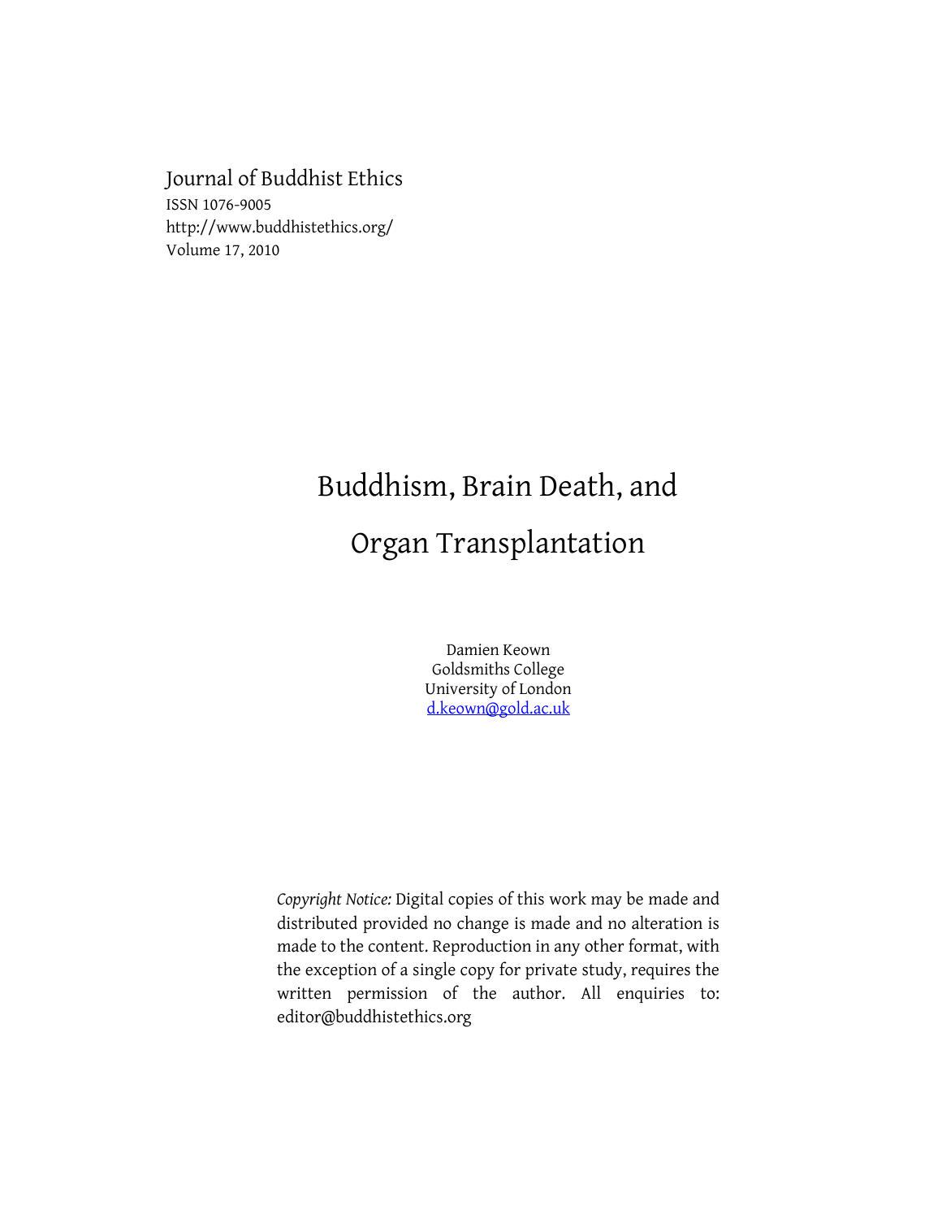Journal of Buddhist Ethics
ISSN 1076-9005
http://www.buddhistethics.org/
Volume 17, 2010

# Buddhism, Brain Death, and Organ Transplantation

Damien Keown
Goldsmiths College
University of London
d.keown@gold.ac.uk

*Copyright Notice:* Digital copies of this work may be made and distributed provided no change is made and no alteration is made to the content. Reproduction in any other format, with the exception of a single copy for private study, requires the written permission of the author. All enquiries to: editor@buddhistethics.org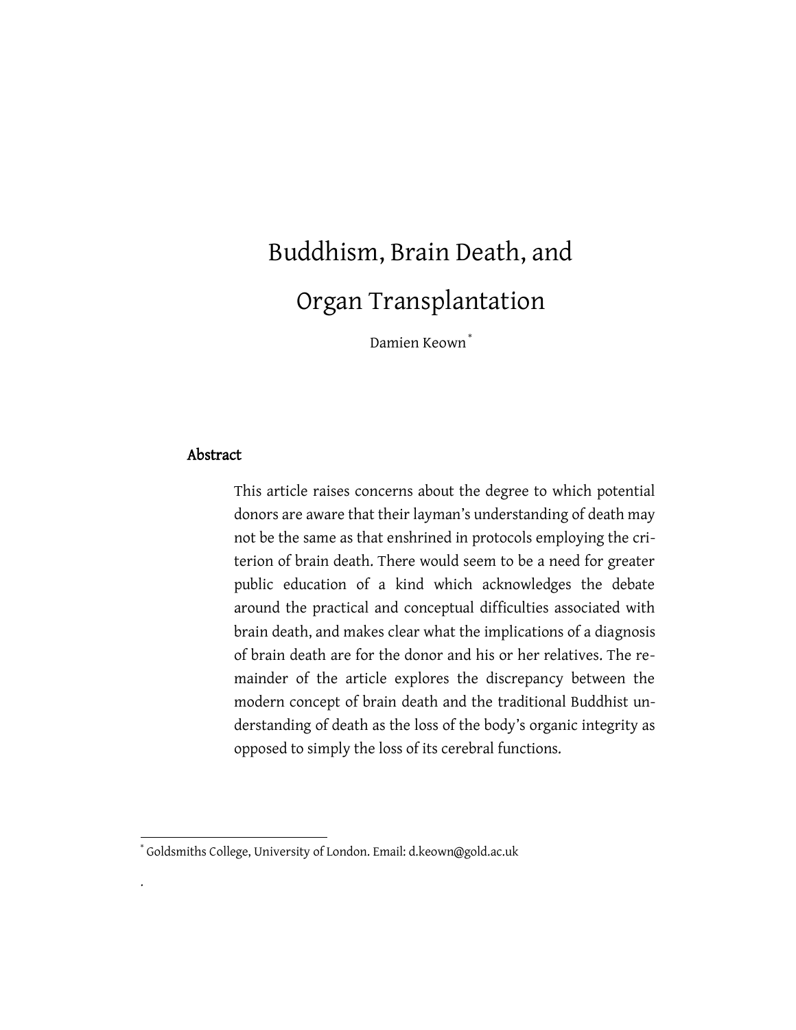# Buddhism, Brain Death, and Organ Transplantation

Damien Keown[*]

## Abstract

This article raises concerns about the degree to which potential donors are aware that their layman's understanding of death may not be the same as that enshrined in protocols employing the criterion of brain death. There would seem to be a need for greater public education of a kind which acknowledges the debate around the practical and conceptual difficulties associated with brain death, and makes clear what the implications of a diagnosis of brain death are for the donor and his or her relatives. The remainder of the article explores the discrepancy between the modern concept of brain death and the traditional Buddhist understanding of death as the loss of the body's organic integrity as opposed to simply the loss of its cerebral functions.

[*] Goldsmiths College, University of London. Email: d.keown@gold.ac.uk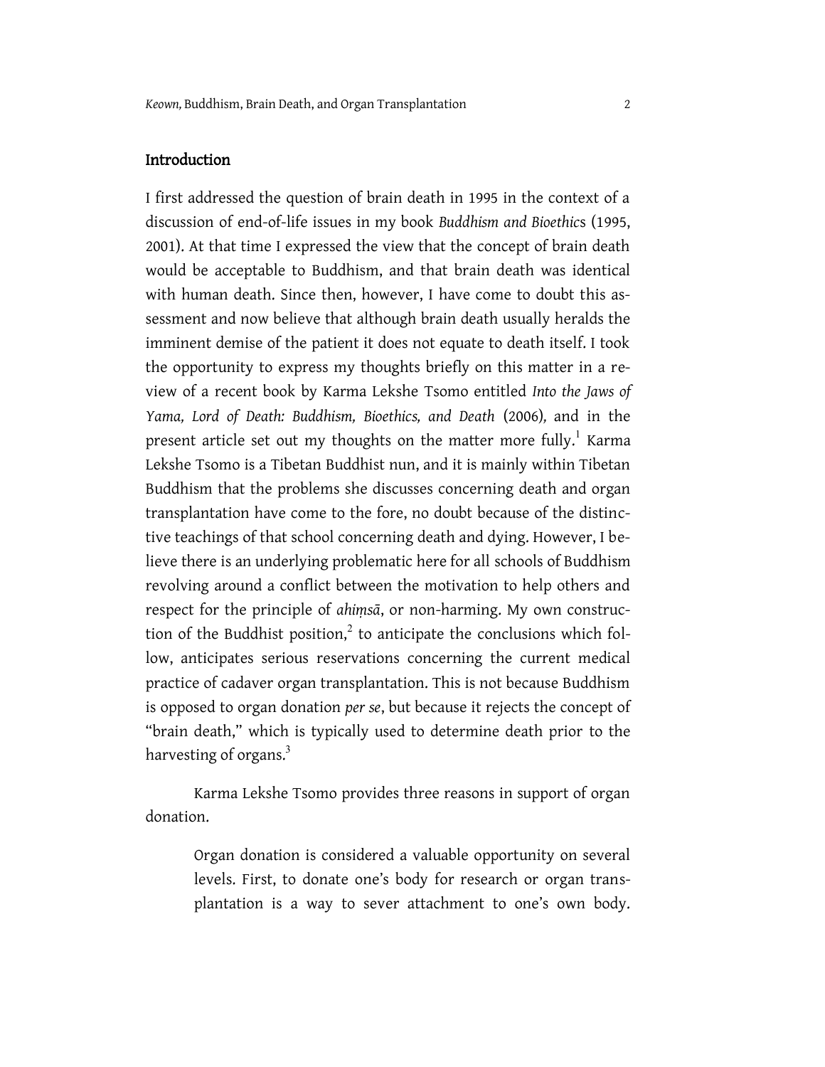## Introduction

I first addressed the question of brain death in 1995 in the context of a discussion of end-of-life issues in my book *Buddhism and Bioethics* (1995, 2001). At that time I expressed the view that the concept of brain death would be acceptable to Buddhism, and that brain death was identical with human death. Since then, however, I have come to doubt this assessment and now believe that although brain death usually heralds the imminent demise of the patient it does not equate to death itself. I took the opportunity to express my thoughts briefly on this matter in a review of a recent book by Karma Lekshe Tsomo entitled *Into the Jaws of Yama, Lord of Death: Buddhism, Bioethics, and Death* (2006), and in the present article set out my thoughts on the matter more fully.[1] Karma Lekshe Tsomo is a Tibetan Buddhist nun, and it is mainly within Tibetan Buddhism that the problems she discusses concerning death and organ transplantation have come to the fore, no doubt because of the distinctive teachings of that school concerning death and dying. However, I believe there is an underlying problematic here for all schools of Buddhism revolving around a conflict between the motivation to help others and respect for the principle of *ahiṃsā*, or non-harming. My own construction of the Buddhist position,[2] to anticipate the conclusions which follow, anticipates serious reservations concerning the current medical practice of cadaver organ transplantation. This is not because Buddhism is opposed to organ donation *per se*, but because it rejects the concept of "brain death," which is typically used to determine death prior to the harvesting of organs.[3]

Karma Lekshe Tsomo provides three reasons in support of organ donation.

> Organ donation is considered a valuable opportunity on several levels. First, to donate one's body for research or organ transplantation is a way to sever attachment to one's own body.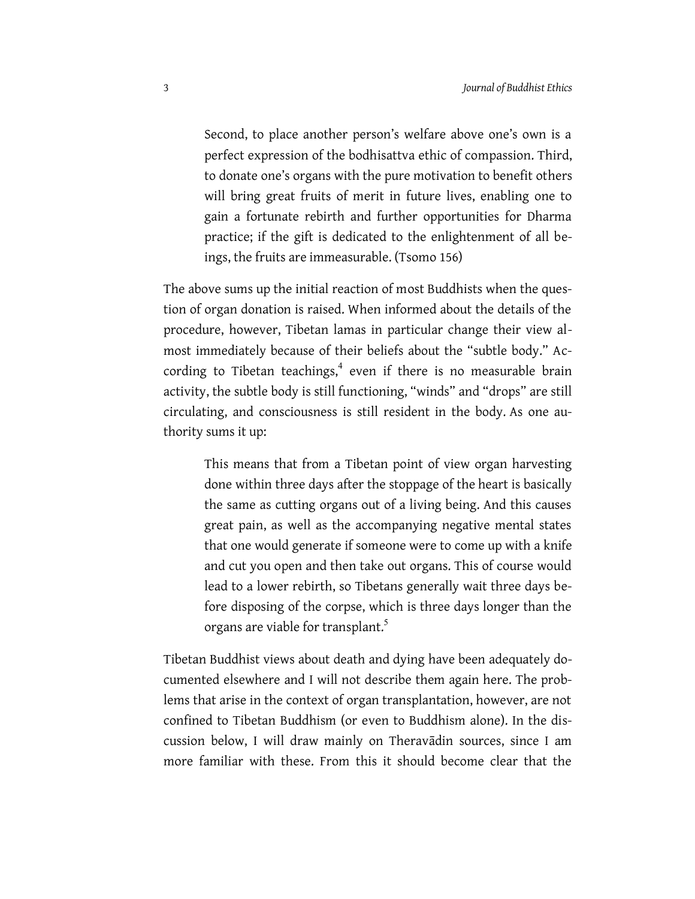> Second, to place another person's welfare above one's own is a perfect expression of the bodhisattva ethic of compassion. Third, to donate one's organs with the pure motivation to benefit others will bring great fruits of merit in future lives, enabling one to gain a fortunate rebirth and further opportunities for Dharma practice; if the gift is dedicated to the enlightenment of all beings, the fruits are immeasurable. (Tsomo 156)

The above sums up the initial reaction of most Buddhists when the question of organ donation is raised. When informed about the details of the procedure, however, Tibetan lamas in particular change their view almost immediately because of their beliefs about the "subtle body." According to Tibetan teachings,[4] even if there is no measurable brain activity, the subtle body is still functioning, "winds" and "drops" are still circulating, and consciousness is still resident in the body. As one authority sums it up:

> This means that from a Tibetan point of view organ harvesting done within three days after the stoppage of the heart is basically the same as cutting organs out of a living being. And this causes great pain, as well as the accompanying negative mental states that one would generate if someone were to come up with a knife and cut you open and then take out organs. This of course would lead to a lower rebirth, so Tibetans generally wait three days before disposing of the corpse, which is three days longer than the organs are viable for transplant.[5]

Tibetan Buddhist views about death and dying have been adequately documented elsewhere and I will not describe them again here. The problems that arise in the context of organ transplantation, however, are not confined to Tibetan Buddhism (or even to Buddhism alone). In the discussion below, I will draw mainly on Theravādin sources, since I am more familiar with these. From this it should become clear that the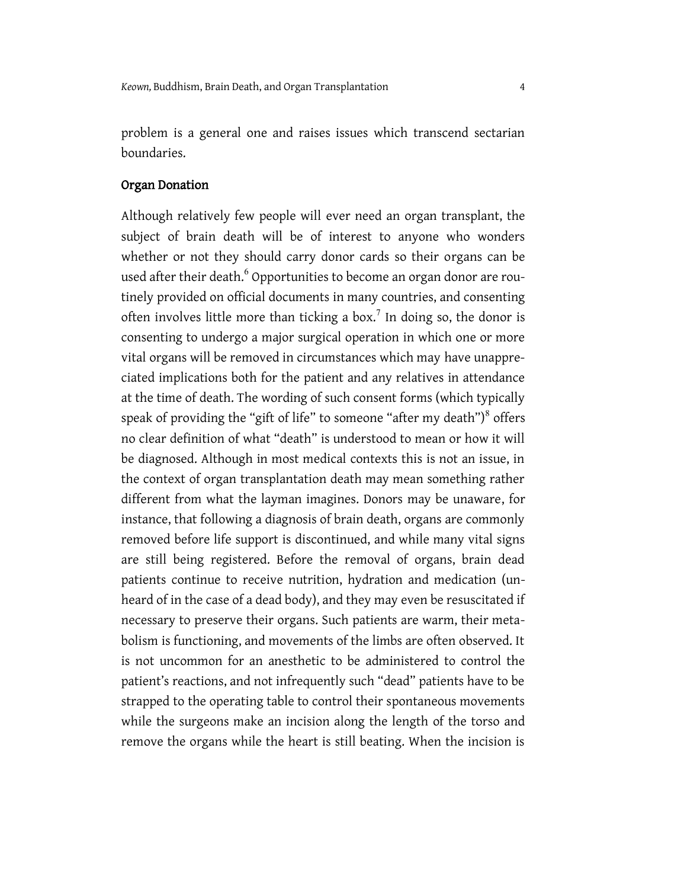problem is a general one and raises issues which transcend sectarian boundaries.

## Organ Donation

Although relatively few people will ever need an organ transplant, the subject of brain death will be of interest to anyone who wonders whether or not they should carry donor cards so their organs can be used after their death.[6] Opportunities to become an organ donor are routinely provided on official documents in many countries, and consenting often involves little more than ticking a box.[7] In doing so, the donor is consenting to undergo a major surgical operation in which one or more vital organs will be removed in circumstances which may have unappreciated implications both for the patient and any relatives in attendance at the time of death. The wording of such consent forms (which typically speak of providing the "gift of life" to someone "after my death")[8] offers no clear definition of what "death" is understood to mean or how it will be diagnosed. Although in most medical contexts this is not an issue, in the context of organ transplantation death may mean something rather different from what the layman imagines. Donors may be unaware, for instance, that following a diagnosis of brain death, organs are commonly removed before life support is discontinued, and while many vital signs are still being registered. Before the removal of organs, brain dead patients continue to receive nutrition, hydration and medication (unheard of in the case of a dead body), and they may even be resuscitated if necessary to preserve their organs. Such patients are warm, their metabolism is functioning, and movements of the limbs are often observed. It is not uncommon for an anesthetic to be administered to control the patient's reactions, and not infrequently such "dead" patients have to be strapped to the operating table to control their spontaneous movements while the surgeons make an incision along the length of the torso and remove the organs while the heart is still beating. When the incision is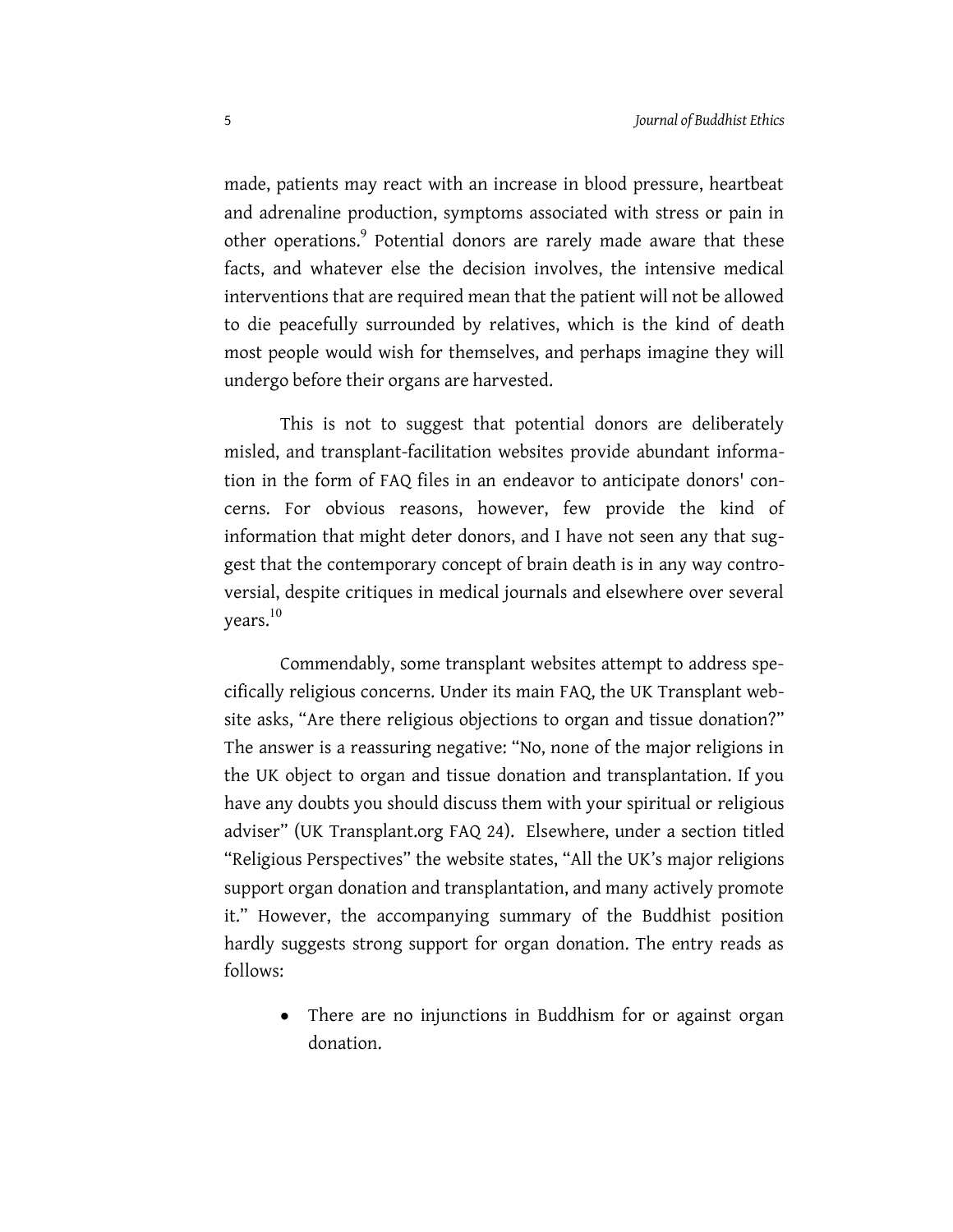made, patients may react with an increase in blood pressure, heartbeat and adrenaline production, symptoms associated with stress or pain in other operations.[9] Potential donors are rarely made aware that these facts, and whatever else the decision involves, the intensive medical interventions that are required mean that the patient will not be allowed to die peacefully surrounded by relatives, which is the kind of death most people would wish for themselves, and perhaps imagine they will undergo before their organs are harvested.

This is not to suggest that potential donors are deliberately misled, and transplant-facilitation websites provide abundant information in the form of FAQ files in an endeavor to anticipate donors' concerns. For obvious reasons, however, few provide the kind of information that might deter donors, and I have not seen any that suggest that the contemporary concept of brain death is in any way controversial, despite critiques in medical journals and elsewhere over several years.[10]

Commendably, some transplant websites attempt to address specifically religious concerns. Under its main FAQ, the UK Transplant website asks, "Are there religious objections to organ and tissue donation?" The answer is a reassuring negative: "No, none of the major religions in the UK object to organ and tissue donation and transplantation. If you have any doubts you should discuss them with your spiritual or religious adviser" (UK Transplant.org FAQ 24). Elsewhere, under a section titled "Religious Perspectives" the website states, "All the UK's major religions support organ donation and transplantation, and many actively promote it." However, the accompanying summary of the Buddhist position hardly suggests strong support for organ donation. The entry reads as follows:

- There are no injunctions in Buddhism for or against organ donation.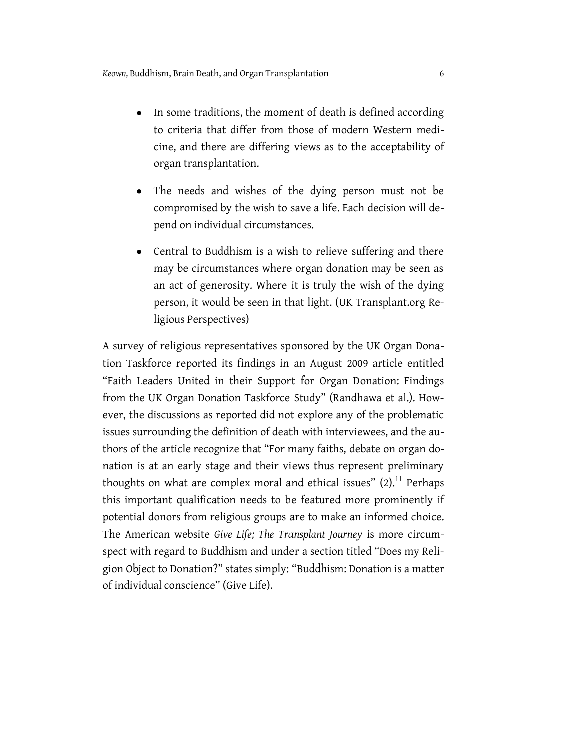- In some traditions, the moment of death is defined according to criteria that differ from those of modern Western medicine, and there are differing views as to the acceptability of organ transplantation.
- The needs and wishes of the dying person must not be compromised by the wish to save a life. Each decision will depend on individual circumstances.
- Central to Buddhism is a wish to relieve suffering and there may be circumstances where organ donation may be seen as an act of generosity. Where it is truly the wish of the dying person, it would be seen in that light. (UK Transplant.org Religious Perspectives)

A survey of religious representatives sponsored by the UK Organ Donation Taskforce reported its findings in an August 2009 article entitled "Faith Leaders United in their Support for Organ Donation: Findings from the UK Organ Donation Taskforce Study" (Randhawa et al.). However, the discussions as reported did not explore any of the problematic issues surrounding the definition of death with interviewees, and the authors of the article recognize that "For many faiths, debate on organ donation is at an early stage and their views thus represent preliminary thoughts on what are complex moral and ethical issues" (2).[11] Perhaps this important qualification needs to be featured more prominently if potential donors from religious groups are to make an informed choice. The American website *Give Life; The Transplant Journey* is more circumspect with regard to Buddhism and under a section titled "Does my Religion Object to Donation?" states simply: "Buddhism: Donation is a matter of individual conscience" (Give Life).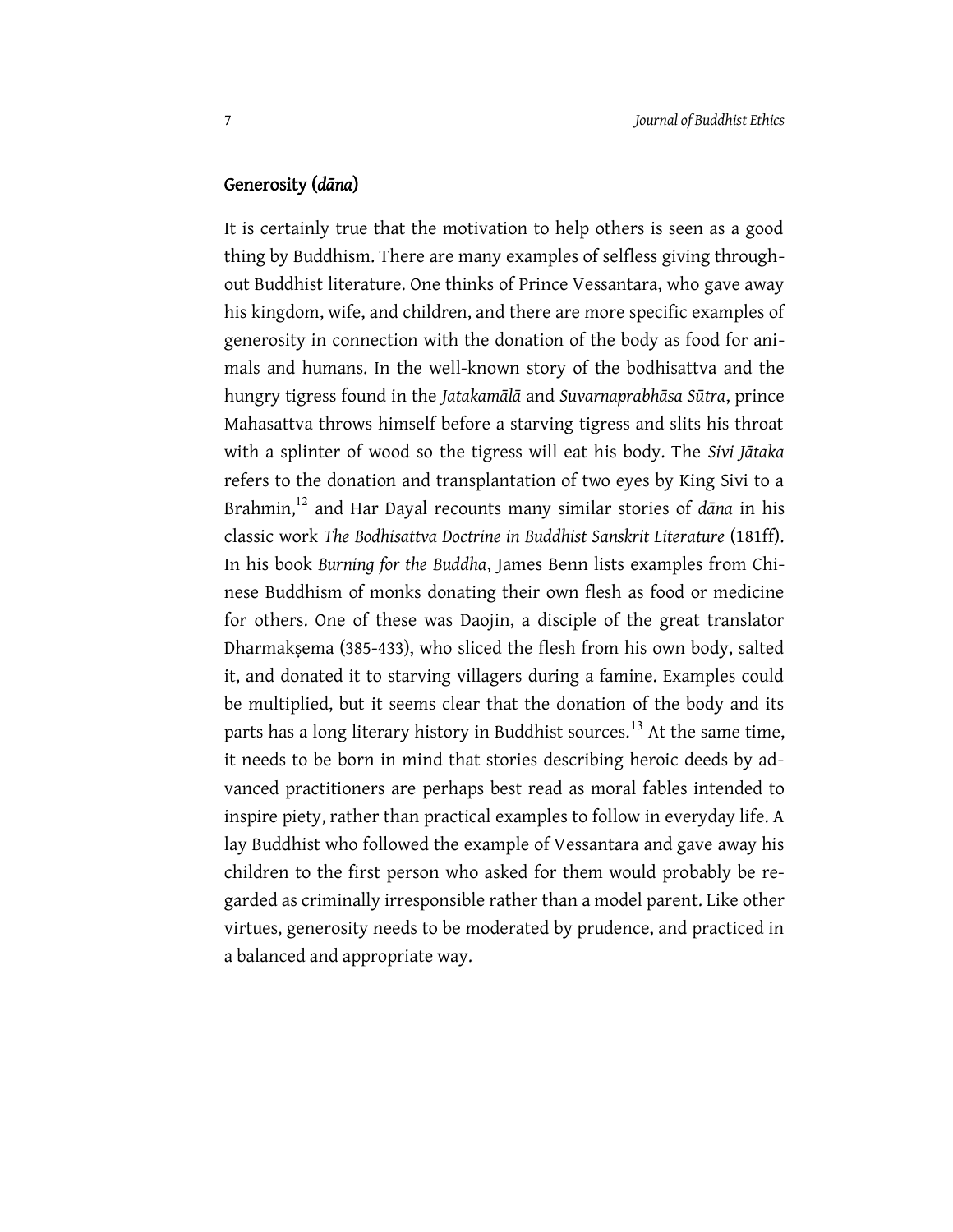## Generosity (*dāna*)

It is certainly true that the motivation to help others is seen as a good thing by Buddhism. There are many examples of selfless giving throughout Buddhist literature. One thinks of Prince Vessantara, who gave away his kingdom, wife, and children, and there are more specific examples of generosity in connection with the donation of the body as food for animals and humans. In the well-known story of the bodhisattva and the hungry tigress found in the *Jatakamālā* and *Suvarnaprabhāsa Sūtra*, prince Mahasattva throws himself before a starving tigress and slits his throat with a splinter of wood so the tigress will eat his body. The *Sivi Jātaka* refers to the donation and transplantation of two eyes by King Sivi to a Brahmin,[12] and Har Dayal recounts many similar stories of *dāna* in his classic work *The Bodhisattva Doctrine in Buddhist Sanskrit Literature* (181ff). In his book *Burning for the Buddha*, James Benn lists examples from Chinese Buddhism of monks donating their own flesh as food or medicine for others. One of these was Daojin, a disciple of the great translator Dharmakṣema (385-433), who sliced the flesh from his own body, salted it, and donated it to starving villagers during a famine. Examples could be multiplied, but it seems clear that the donation of the body and its parts has a long literary history in Buddhist sources.[13] At the same time, it needs to be born in mind that stories describing heroic deeds by advanced practitioners are perhaps best read as moral fables intended to inspire piety, rather than practical examples to follow in everyday life. A lay Buddhist who followed the example of Vessantara and gave away his children to the first person who asked for them would probably be regarded as criminally irresponsible rather than a model parent. Like other virtues, generosity needs to be moderated by prudence, and practiced in a balanced and appropriate way.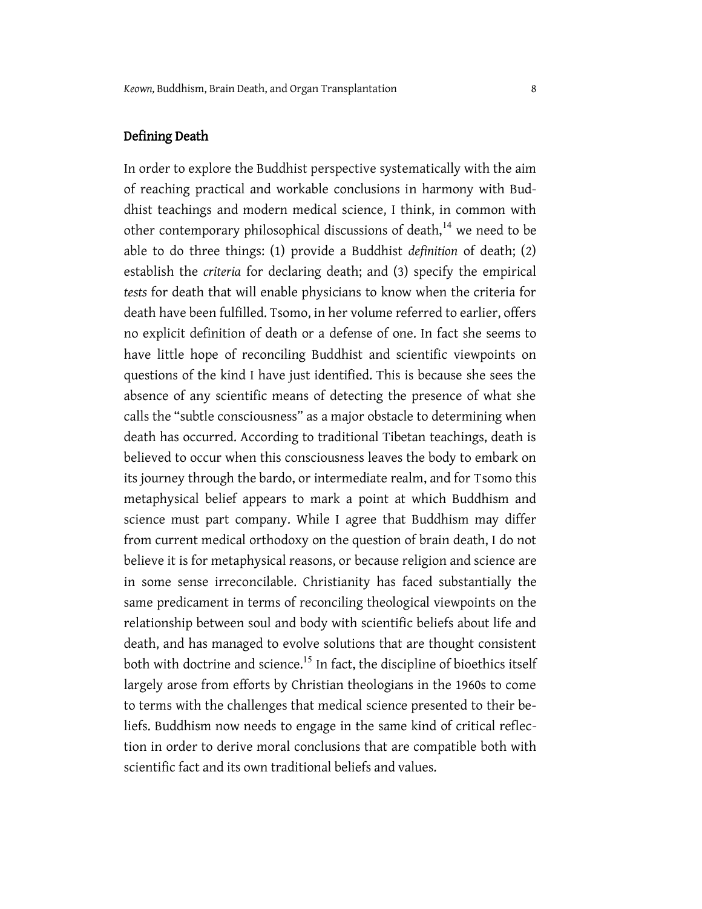## Defining Death

In order to explore the Buddhist perspective systematically with the aim of reaching practical and workable conclusions in harmony with Buddhist teachings and modern medical science, I think, in common with other contemporary philosophical discussions of death,[14] we need to be able to do three things: (1) provide a Buddhist *definition* of death; (2) establish the *criteria* for declaring death; and (3) specify the empirical *tests* for death that will enable physicians to know when the criteria for death have been fulfilled. Tsomo, in her volume referred to earlier, offers no explicit definition of death or a defense of one. In fact she seems to have little hope of reconciling Buddhist and scientific viewpoints on questions of the kind I have just identified. This is because she sees the absence of any scientific means of detecting the presence of what she calls the "subtle consciousness" as a major obstacle to determining when death has occurred. According to traditional Tibetan teachings, death is believed to occur when this consciousness leaves the body to embark on its journey through the bardo, or intermediate realm, and for Tsomo this metaphysical belief appears to mark a point at which Buddhism and science must part company. While I agree that Buddhism may differ from current medical orthodoxy on the question of brain death, I do not believe it is for metaphysical reasons, or because religion and science are in some sense irreconcilable. Christianity has faced substantially the same predicament in terms of reconciling theological viewpoints on the relationship between soul and body with scientific beliefs about life and death, and has managed to evolve solutions that are thought consistent both with doctrine and science.[15] In fact, the discipline of bioethics itself largely arose from efforts by Christian theologians in the 1960s to come to terms with the challenges that medical science presented to their beliefs. Buddhism now needs to engage in the same kind of critical reflection in order to derive moral conclusions that are compatible both with scientific fact and its own traditional beliefs and values.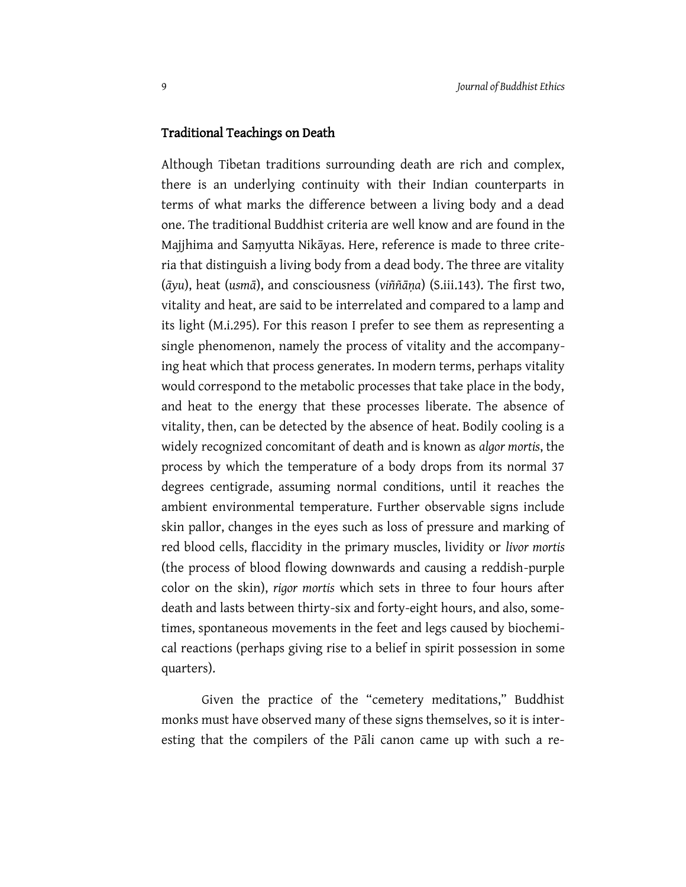## Traditional Teachings on Death

Although Tibetan traditions surrounding death are rich and complex, there is an underlying continuity with their Indian counterparts in terms of what marks the difference between a living body and a dead one. The traditional Buddhist criteria are well know and are found in the Majjhima and Saṃyutta Nikāyas. Here, reference is made to three criteria that distinguish a living body from a dead body. The three are vitality (*āyu*), heat (*usmā*), and consciousness (*viññāṇa*) (S.iii.143). The first two, vitality and heat, are said to be interrelated and compared to a lamp and its light (M.i.295). For this reason I prefer to see them as representing a single phenomenon, namely the process of vitality and the accompanying heat which that process generates. In modern terms, perhaps vitality would correspond to the metabolic processes that take place in the body, and heat to the energy that these processes liberate. The absence of vitality, then, can be detected by the absence of heat. Bodily cooling is a widely recognized concomitant of death and is known as *algor mortis*, the process by which the temperature of a body drops from its normal 37 degrees centigrade, assuming normal conditions, until it reaches the ambient environmental temperature. Further observable signs include skin pallor, changes in the eyes such as loss of pressure and marking of red blood cells, flaccidity in the primary muscles, lividity or *livor mortis* (the process of blood flowing downwards and causing a reddish-purple color on the skin), *rigor mortis* which sets in three to four hours after death and lasts between thirty-six and forty-eight hours, and also, sometimes, spontaneous movements in the feet and legs caused by biochemical reactions (perhaps giving rise to a belief in spirit possession in some quarters).

Given the practice of the "cemetery meditations," Buddhist monks must have observed many of these signs themselves, so it is interesting that the compilers of the Pāli canon came up with such a re-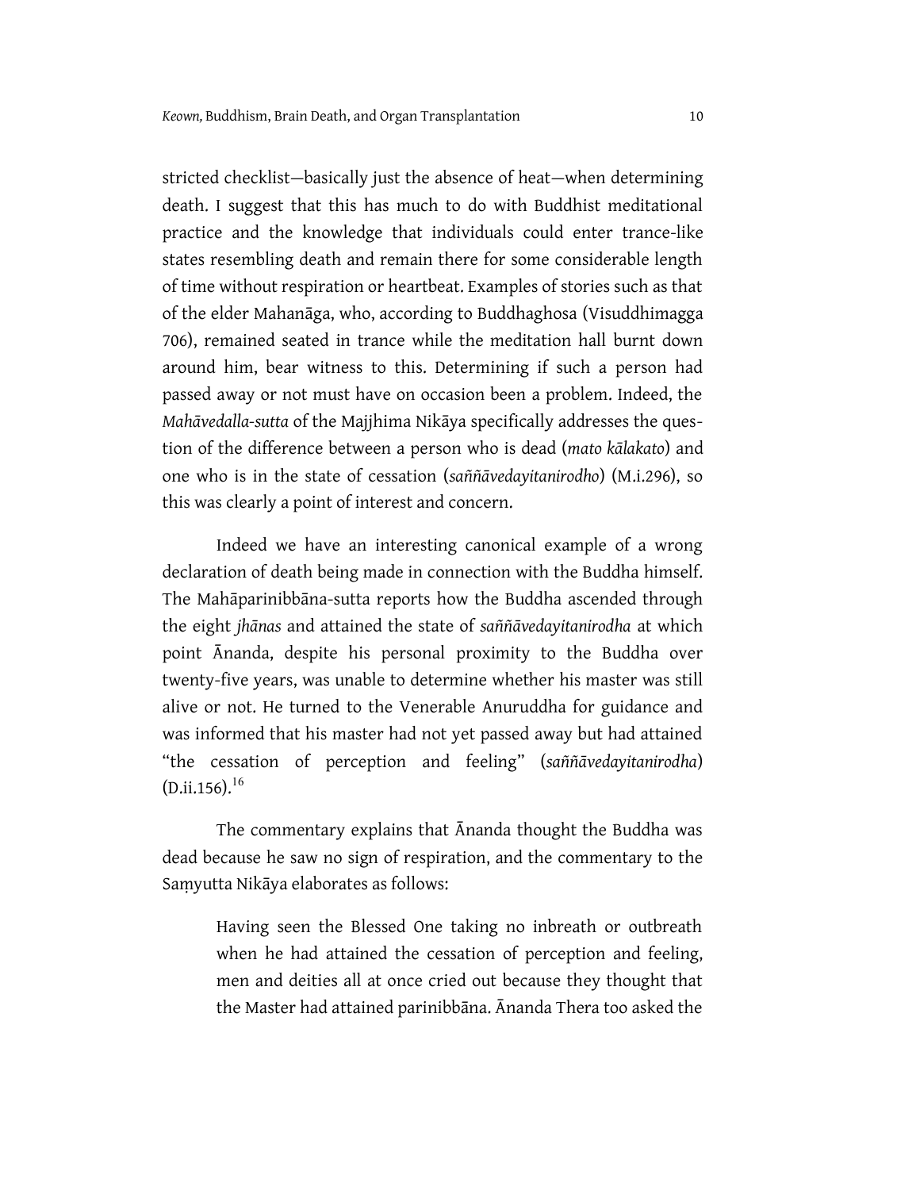stricted checklist—basically just the absence of heat—when determining death. I suggest that this has much to do with Buddhist meditational practice and the knowledge that individuals could enter trance-like states resembling death and remain there for some considerable length of time without respiration or heartbeat. Examples of stories such as that of the elder Mahanāga, who, according to Buddhaghosa (Visuddhimagga 706), remained seated in trance while the meditation hall burnt down around him, bear witness to this. Determining if such a person had passed away or not must have on occasion been a problem. Indeed, the *Mahāvedalla-sutta* of the Majjhima Nikāya specifically addresses the question of the difference between a person who is dead (*mato kālakato*) and one who is in the state of cessation (*saññāvedayitanirodho*) (M.i.296), so this was clearly a point of interest and concern.

Indeed we have an interesting canonical example of a wrong declaration of death being made in connection with the Buddha himself. The Mahāparinibbāna-sutta reports how the Buddha ascended through the eight *jhānas* and attained the state of *saññāvedayitanirodha* at which point Ānanda, despite his personal proximity to the Buddha over twenty-five years, was unable to determine whether his master was still alive or not. He turned to the Venerable Anuruddha for guidance and was informed that his master had not yet passed away but had attained "the cessation of perception and feeling" (*saññāvedayitanirodha*) (D.ii.156).[16]

The commentary explains that Ānanda thought the Buddha was dead because he saw no sign of respiration, and the commentary to the Saṃyutta Nikāya elaborates as follows:

> Having seen the Blessed One taking no inbreath or outbreath when he had attained the cessation of perception and feeling, men and deities all at once cried out because they thought that the Master had attained parinibbāna. Ānanda Thera too asked the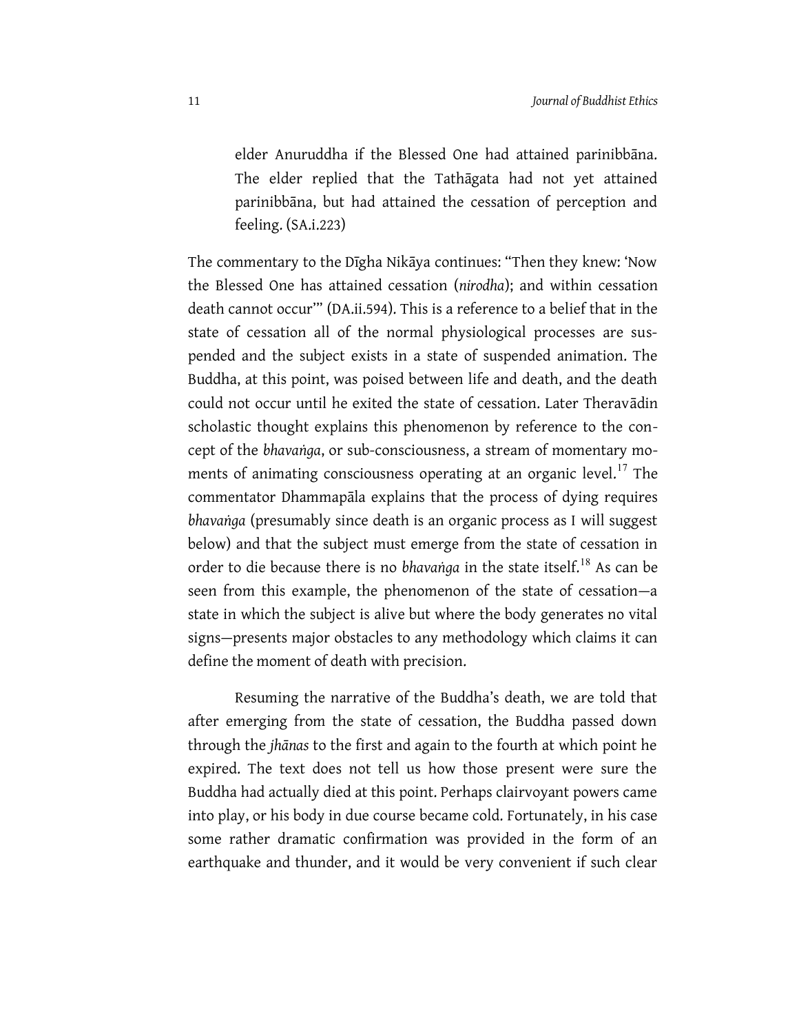> elder Anuruddha if the Blessed One had attained parinibbāna. The elder replied that the Tathāgata had not yet attained parinibbāna, but had attained the cessation of perception and feeling. (SA.i.223)

The commentary to the Dīgha Nikāya continues: "Then they knew: 'Now the Blessed One has attained cessation (*nirodha*); and within cessation death cannot occur'" (DA.ii.594). This is a reference to a belief that in the state of cessation all of the normal physiological processes are suspended and the subject exists in a state of suspended animation. The Buddha, at this point, was poised between life and death, and the death could not occur until he exited the state of cessation. Later Theravādin scholastic thought explains this phenomenon by reference to the concept of the *bhavaṅga*, or sub-consciousness, a stream of momentary moments of animating consciousness operating at an organic level.[17] The commentator Dhammapāla explains that the process of dying requires *bhavaṅga* (presumably since death is an organic process as I will suggest below) and that the subject must emerge from the state of cessation in order to die because there is no *bhavaṅga* in the state itself.[18] As can be seen from this example, the phenomenon of the state of cessation—a state in which the subject is alive but where the body generates no vital signs—presents major obstacles to any methodology which claims it can define the moment of death with precision.

Resuming the narrative of the Buddha's death, we are told that after emerging from the state of cessation, the Buddha passed down through the *jhānas* to the first and again to the fourth at which point he expired. The text does not tell us how those present were sure the Buddha had actually died at this point. Perhaps clairvoyant powers came into play, or his body in due course became cold. Fortunately, in his case some rather dramatic confirmation was provided in the form of an earthquake and thunder, and it would be very convenient if such clear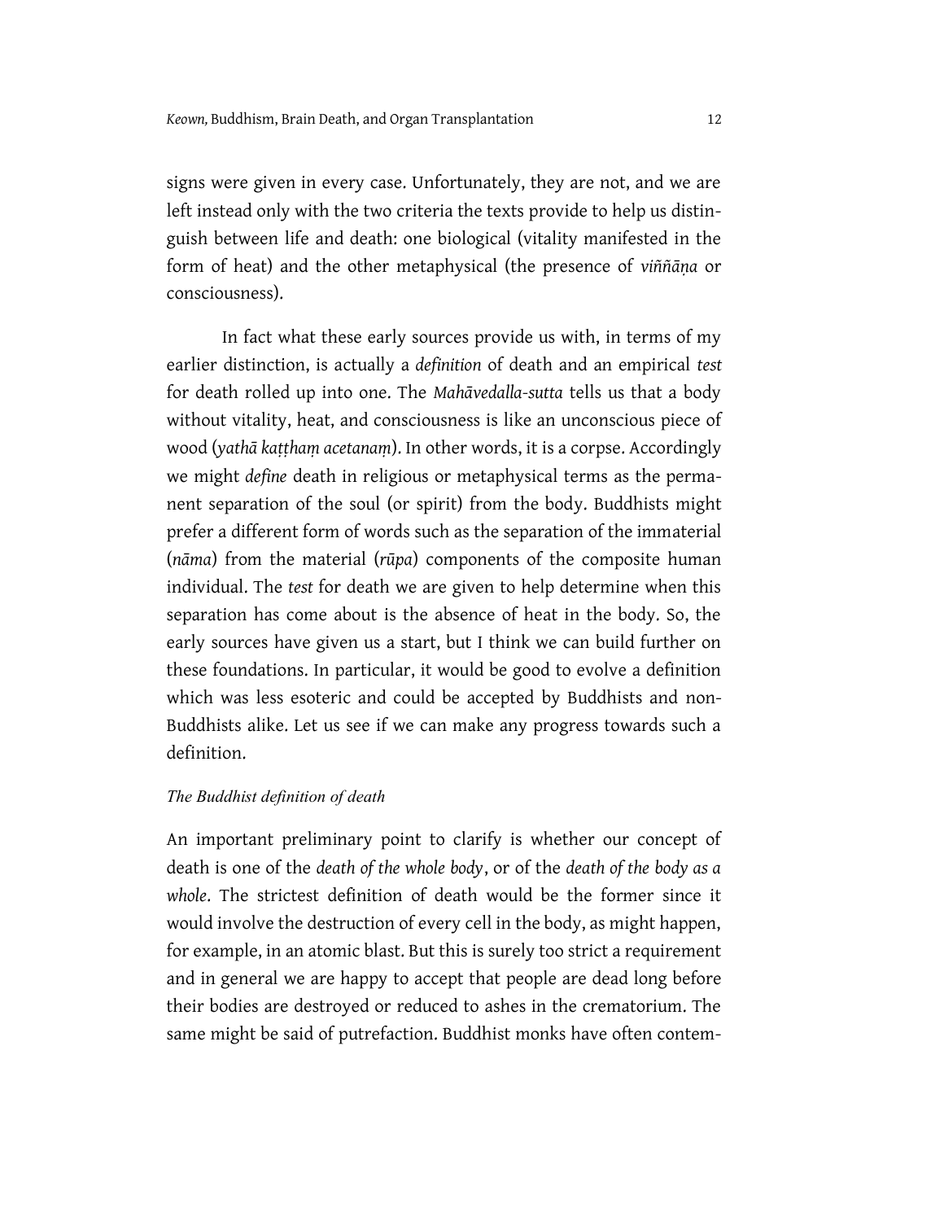signs were given in every case. Unfortunately, they are not, and we are left instead only with the two criteria the texts provide to help us distinguish between life and death: one biological (vitality manifested in the form of heat) and the other metaphysical (the presence of *viññāṇa* or consciousness).

In fact what these early sources provide us with, in terms of my earlier distinction, is actually a *definition* of death and an empirical *test* for death rolled up into one. The *Mahāvedalla-sutta* tells us that a body without vitality, heat, and consciousness is like an unconscious piece of wood (*yathā kaṭṭhaṃ acetanaṃ*). In other words, it is a corpse. Accordingly we might *define* death in religious or metaphysical terms as the permanent separation of the soul (or spirit) from the body. Buddhists might prefer a different form of words such as the separation of the immaterial (*nāma*) from the material (*rūpa*) components of the composite human individual. The *test* for death we are given to help determine when this separation has come about is the absence of heat in the body. So, the early sources have given us a start, but I think we can build further on these foundations. In particular, it would be good to evolve a definition which was less esoteric and could be accepted by Buddhists and non-Buddhists alike. Let us see if we can make any progress towards such a definition.

### *The Buddhist definition of death*

An important preliminary point to clarify is whether our concept of death is one of the *death of the whole body*, or of the *death of the body as a whole*. The strictest definition of death would be the former since it would involve the destruction of every cell in the body, as might happen, for example, in an atomic blast. But this is surely too strict a requirement and in general we are happy to accept that people are dead long before their bodies are destroyed or reduced to ashes in the crematorium. The same might be said of putrefaction. Buddhist monks have often contem-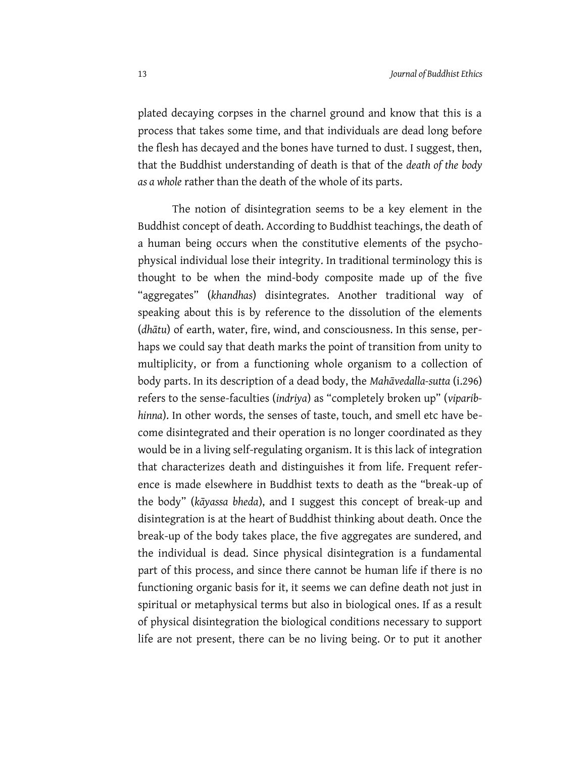plated decaying corpses in the charnel ground and know that this is a process that takes some time, and that individuals are dead long before the flesh has decayed and the bones have turned to dust. I suggest, then, that the Buddhist understanding of death is that of the *death of the body as a whole* rather than the death of the whole of its parts.

The notion of disintegration seems to be a key element in the Buddhist concept of death. According to Buddhist teachings, the death of a human being occurs when the constitutive elements of the psycho-physical individual lose their integrity. In traditional terminology this is thought to be when the mind-body composite made up of the five "aggregates" (*khandhas*) disintegrates. Another traditional way of speaking about this is by reference to the dissolution of the elements (*dhātu*) of earth, water, fire, wind, and consciousness. In this sense, perhaps we could say that death marks the point of transition from unity to multiplicity, or from a functioning whole organism to a collection of body parts. In its description of a dead body, the *Mahāvedalla-sutta* (i.296) refers to the sense-faculties (*indriya*) as "completely broken up" (*viparibhinna*). In other words, the senses of taste, touch, and smell etc have become disintegrated and their operation is no longer coordinated as they would be in a living self-regulating organism. It is this lack of integration that characterizes death and distinguishes it from life. Frequent reference is made elsewhere in Buddhist texts to death as the "break-up of the body" (*kāyassa bheda*), and I suggest this concept of break-up and disintegration is at the heart of Buddhist thinking about death. Once the break-up of the body takes place, the five aggregates are sundered, and the individual is dead. Since physical disintegration is a fundamental part of this process, and since there cannot be human life if there is no functioning organic basis for it, it seems we can define death not just in spiritual or metaphysical terms but also in biological ones. If as a result of physical disintegration the biological conditions necessary to support life are not present, there can be no living being. Or to put it another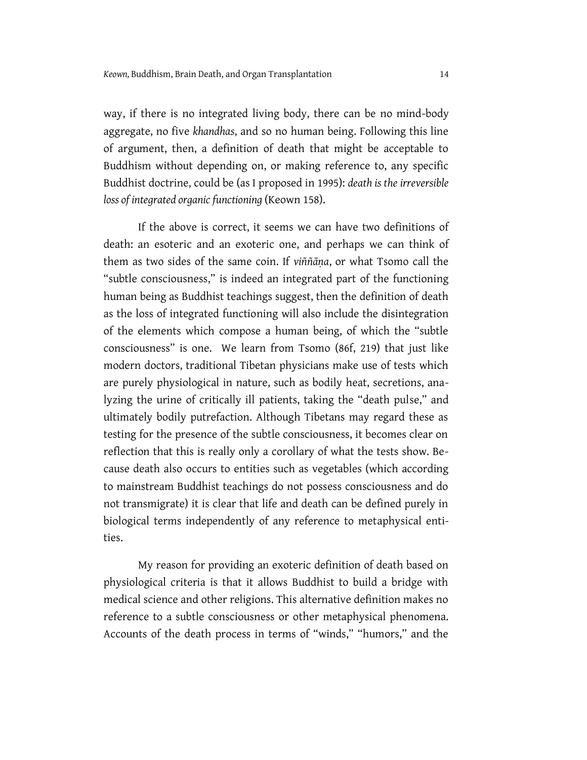way, if there is no integrated living body, there can be no mind-body aggregate, no five *khandhas*, and so no human being. Following this line of argument, then, a definition of death that might be acceptable to Buddhism without depending on, or making reference to, any specific Buddhist doctrine, could be (as I proposed in 1995): *death is the irreversible loss of integrated organic functioning* (Keown 158).

If the above is correct, it seems we can have two definitions of death: an esoteric and an exoteric one, and perhaps we can think of them as two sides of the same coin. If *viññāṇa*, or what Tsomo call the "subtle consciousness," is indeed an integrated part of the functioning human being as Buddhist teachings suggest, then the definition of death as the loss of integrated functioning will also include the disintegration of the elements which compose a human being, of which the "subtle consciousness" is one. We learn from Tsomo (86f, 219) that just like modern doctors, traditional Tibetan physicians make use of tests which are purely physiological in nature, such as bodily heat, secretions, analyzing the urine of critically ill patients, taking the "death pulse," and ultimately bodily putrefaction. Although Tibetans may regard these as testing for the presence of the subtle consciousness, it becomes clear on reflection that this is really only a corollary of what the tests show. Because death also occurs to entities such as vegetables (which according to mainstream Buddhist teachings do not possess consciousness and do not transmigrate) it is clear that life and death can be defined purely in biological terms independently of any reference to metaphysical entities.

My reason for providing an exoteric definition of death based on physiological criteria is that it allows Buddhist to build a bridge with medical science and other religions. This alternative definition makes no reference to a subtle consciousness or other metaphysical phenomena. Accounts of the death process in terms of "winds," "humors," and the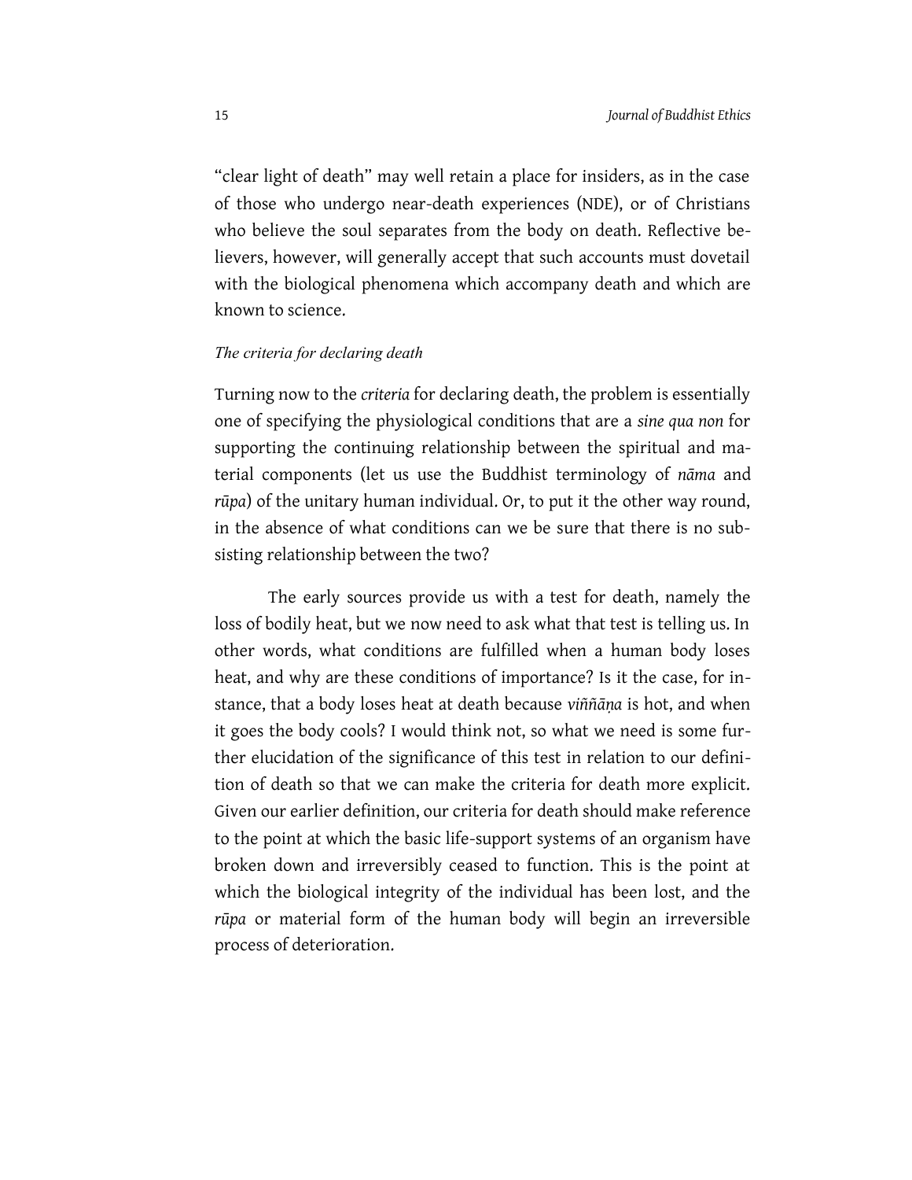"clear light of death" may well retain a place for insiders, as in the case of those who undergo near-death experiences (NDE), or of Christians who believe the soul separates from the body on death. Reflective believers, however, will generally accept that such accounts must dovetail with the biological phenomena which accompany death and which are known to science.

### *The criteria for declaring death*

Turning now to the *criteria* for declaring death, the problem is essentially one of specifying the physiological conditions that are a *sine qua non* for supporting the continuing relationship between the spiritual and material components (let us use the Buddhist terminology of *nāma* and *rūpa*) of the unitary human individual. Or, to put it the other way round, in the absence of what conditions can we be sure that there is no subsisting relationship between the two?

The early sources provide us with a test for death, namely the loss of bodily heat, but we now need to ask what that test is telling us. In other words, what conditions are fulfilled when a human body loses heat, and why are these conditions of importance? Is it the case, for instance, that a body loses heat at death because *viññāṇa* is hot, and when it goes the body cools? I would think not, so what we need is some further elucidation of the significance of this test in relation to our definition of death so that we can make the criteria for death more explicit. Given our earlier definition, our criteria for death should make reference to the point at which the basic life-support systems of an organism have broken down and irreversibly ceased to function. This is the point at which the biological integrity of the individual has been lost, and the *rūpa* or material form of the human body will begin an irreversible process of deterioration.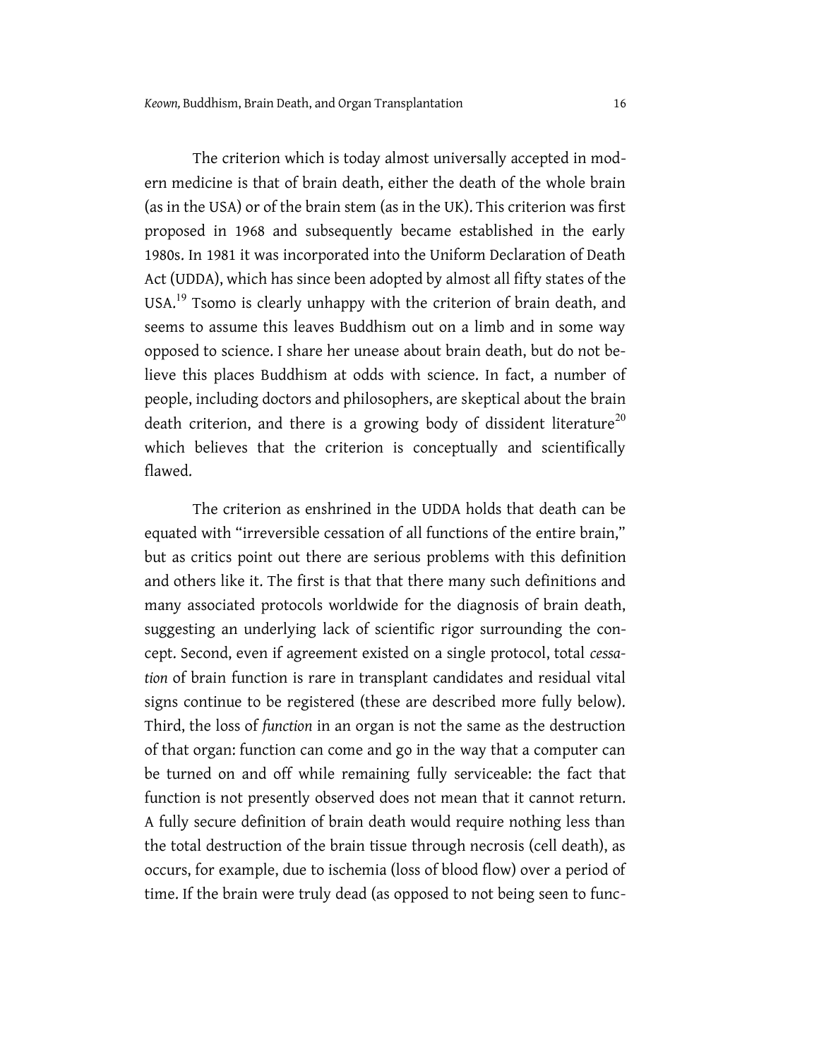The criterion which is today almost universally accepted in modern medicine is that of brain death, either the death of the whole brain (as in the USA) or of the brain stem (as in the UK). This criterion was first proposed in 1968 and subsequently became established in the early 1980s. In 1981 it was incorporated into the Uniform Declaration of Death Act (UDDA), which has since been adopted by almost all fifty states of the USA.[19] Tsomo is clearly unhappy with the criterion of brain death, and seems to assume this leaves Buddhism out on a limb and in some way opposed to science. I share her unease about brain death, but do not believe this places Buddhism at odds with science. In fact, a number of people, including doctors and philosophers, are skeptical about the brain death criterion, and there is a growing body of dissident literature[20] which believes that the criterion is conceptually and scientifically flawed.

The criterion as enshrined in the UDDA holds that death can be equated with "irreversible cessation of all functions of the entire brain," but as critics point out there are serious problems with this definition and others like it. The first is that that there many such definitions and many associated protocols worldwide for the diagnosis of brain death, suggesting an underlying lack of scientific rigor surrounding the concept. Second, even if agreement existed on a single protocol, total *cessation* of brain function is rare in transplant candidates and residual vital signs continue to be registered (these are described more fully below). Third, the loss of *function* in an organ is not the same as the destruction of that organ: function can come and go in the way that a computer can be turned on and off while remaining fully serviceable: the fact that function is not presently observed does not mean that it cannot return. A fully secure definition of brain death would require nothing less than the total destruction of the brain tissue through necrosis (cell death), as occurs, for example, due to ischemia (loss of blood flow) over a period of time. If the brain were truly dead (as opposed to not being seen to func-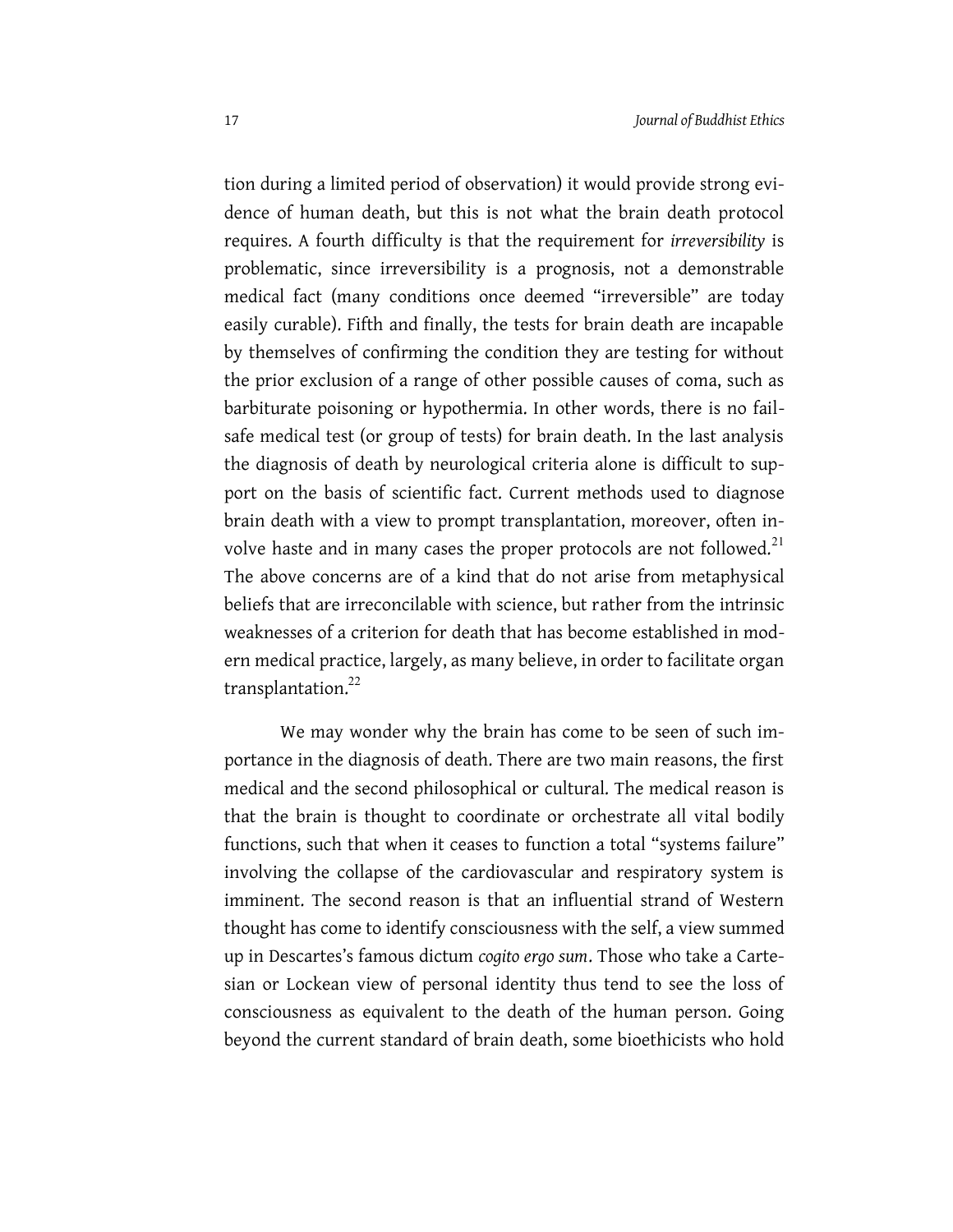tion during a limited period of observation) it would provide strong evidence of human death, but this is not what the brain death protocol requires. A fourth difficulty is that the requirement for *irreversibility* is problematic, since irreversibility is a prognosis, not a demonstrable medical fact (many conditions once deemed "irreversible" are today easily curable). Fifth and finally, the tests for brain death are incapable by themselves of confirming the condition they are testing for without the prior exclusion of a range of other possible causes of coma, such as barbiturate poisoning or hypothermia. In other words, there is no fail-safe medical test (or group of tests) for brain death. In the last analysis the diagnosis of death by neurological criteria alone is difficult to support on the basis of scientific fact. Current methods used to diagnose brain death with a view to prompt transplantation, moreover, often involve haste and in many cases the proper protocols are not followed.[21] The above concerns are of a kind that do not arise from metaphysical beliefs that are irreconcilable with science, but rather from the intrinsic weaknesses of a criterion for death that has become established in modern medical practice, largely, as many believe, in order to facilitate organ transplantation.[22]

We may wonder why the brain has come to be seen of such importance in the diagnosis of death. There are two main reasons, the first medical and the second philosophical or cultural. The medical reason is that the brain is thought to coordinate or orchestrate all vital bodily functions, such that when it ceases to function a total "systems failure" involving the collapse of the cardiovascular and respiratory system is imminent. The second reason is that an influential strand of Western thought has come to identify consciousness with the self, a view summed up in Descartes's famous dictum *cogito ergo sum*. Those who take a Cartesian or Lockean view of personal identity thus tend to see the loss of consciousness as equivalent to the death of the human person. Going beyond the current standard of brain death, some bioethicists who hold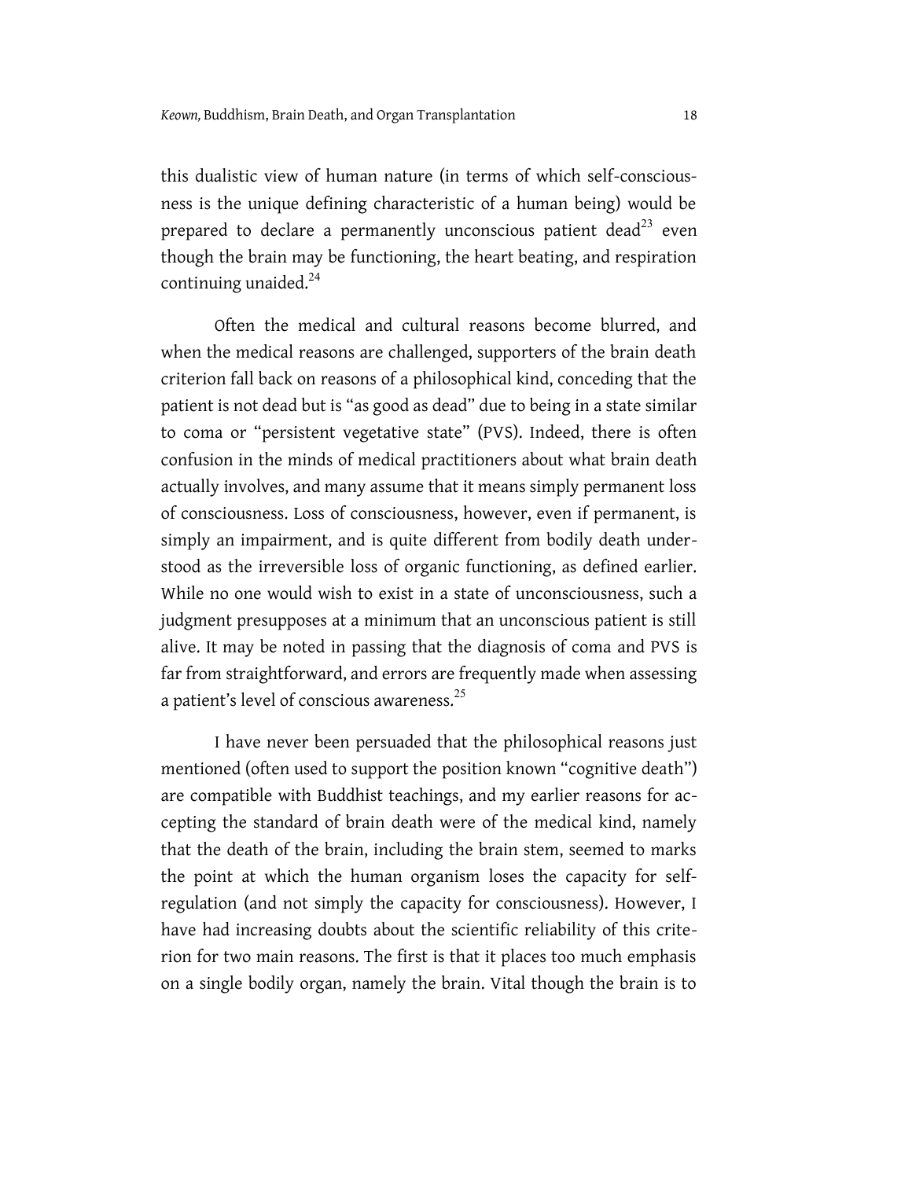this dualistic view of human nature (in terms of which self-consciousness is the unique defining characteristic of a human being) would be prepared to declare a permanently unconscious patient dead[23] even though the brain may be functioning, the heart beating, and respiration continuing unaided.[24]

Often the medical and cultural reasons become blurred, and when the medical reasons are challenged, supporters of the brain death criterion fall back on reasons of a philosophical kind, conceding that the patient is not dead but is "as good as dead" due to being in a state similar to coma or "persistent vegetative state" (PVS). Indeed, there is often confusion in the minds of medical practitioners about what brain death actually involves, and many assume that it means simply permanent loss of consciousness. Loss of consciousness, however, even if permanent, is simply an impairment, and is quite different from bodily death understood as the irreversible loss of organic functioning, as defined earlier. While no one would wish to exist in a state of unconsciousness, such a judgment presupposes at a minimum that an unconscious patient is still alive. It may be noted in passing that the diagnosis of coma and PVS is far from straightforward, and errors are frequently made when assessing a patient's level of conscious awareness.[25]

I have never been persuaded that the philosophical reasons just mentioned (often used to support the position known "cognitive death") are compatible with Buddhist teachings, and my earlier reasons for accepting the standard of brain death were of the medical kind, namely that the death of the brain, including the brain stem, seemed to marks the point at which the human organism loses the capacity for self-regulation (and not simply the capacity for consciousness). However, I have had increasing doubts about the scientific reliability of this criterion for two main reasons. The first is that it places too much emphasis on a single bodily organ, namely the brain. Vital though the brain is to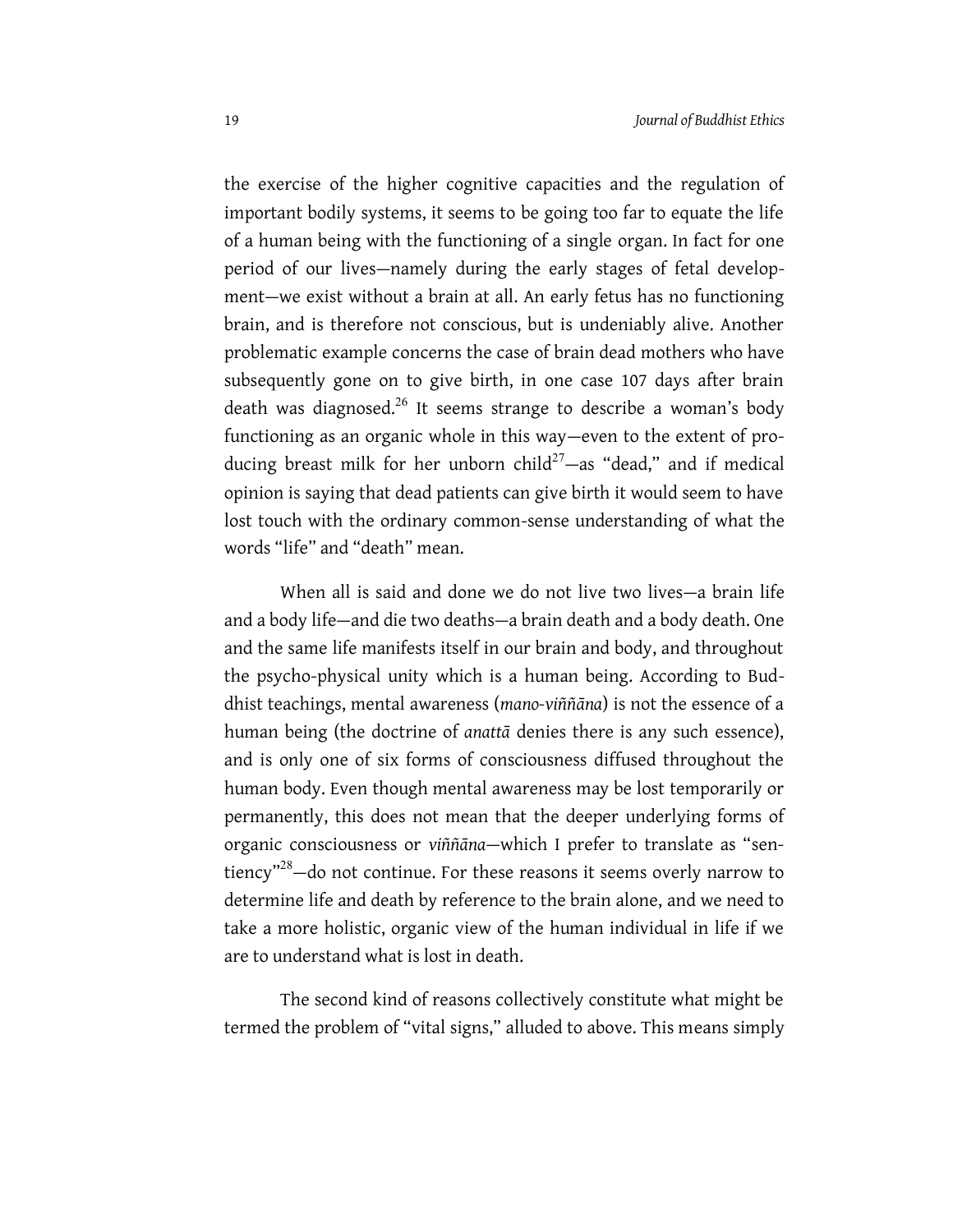the exercise of the higher cognitive capacities and the regulation of important bodily systems, it seems to be going too far to equate the life of a human being with the functioning of a single organ. In fact for one period of our lives—namely during the early stages of fetal development—we exist without a brain at all. An early fetus has no functioning brain, and is therefore not conscious, but is undeniably alive. Another problematic example concerns the case of brain dead mothers who have subsequently gone on to give birth, in one case 107 days after brain death was diagnosed.[26] It seems strange to describe a woman's body functioning as an organic whole in this way—even to the extent of producing breast milk for her unborn child[27]—as "dead," and if medical opinion is saying that dead patients can give birth it would seem to have lost touch with the ordinary common-sense understanding of what the words "life" and "death" mean.

When all is said and done we do not live two lives—a brain life and a body life—and die two deaths—a brain death and a body death. One and the same life manifests itself in our brain and body, and throughout the psycho-physical unity which is a human being. According to Buddhist teachings, mental awareness (*mano-viññāna*) is not the essence of a human being (the doctrine of *anattā* denies there is any such essence), and is only one of six forms of consciousness diffused throughout the human body. Even though mental awareness may be lost temporarily or permanently, this does not mean that the deeper underlying forms of organic consciousness or *viññāna*—which I prefer to translate as "sentiency"[28]—do not continue. For these reasons it seems overly narrow to determine life and death by reference to the brain alone, and we need to take a more holistic, organic view of the human individual in life if we are to understand what is lost in death.

The second kind of reasons collectively constitute what might be termed the problem of "vital signs," alluded to above. This means simply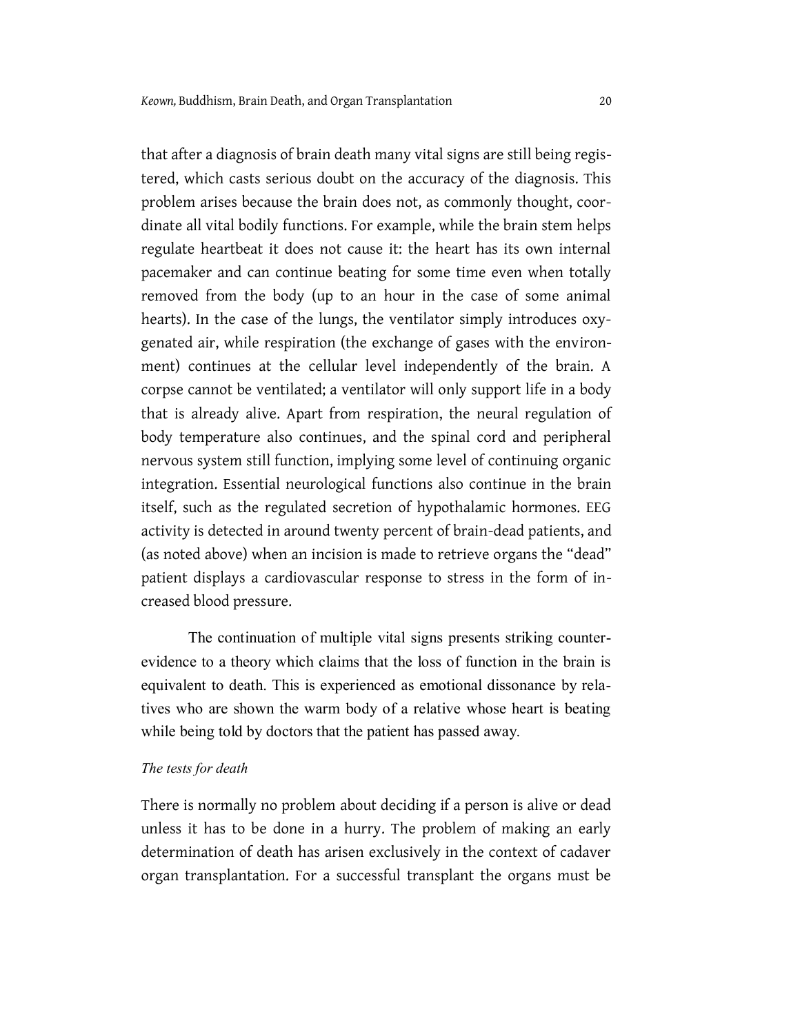that after a diagnosis of brain death many vital signs are still being registered, which casts serious doubt on the accuracy of the diagnosis. This problem arises because the brain does not, as commonly thought, coordinate all vital bodily functions. For example, while the brain stem helps regulate heartbeat it does not cause it: the heart has its own internal pacemaker and can continue beating for some time even when totally removed from the body (up to an hour in the case of some animal hearts). In the case of the lungs, the ventilator simply introduces oxygenated air, while respiration (the exchange of gases with the environment) continues at the cellular level independently of the brain. A corpse cannot be ventilated; a ventilator will only support life in a body that is already alive. Apart from respiration, the neural regulation of body temperature also continues, and the spinal cord and peripheral nervous system still function, implying some level of continuing organic integration. Essential neurological functions also continue in the brain itself, such as the regulated secretion of hypothalamic hormones. EEG activity is detected in around twenty percent of brain-dead patients, and (as noted above) when an incision is made to retrieve organs the "dead" patient displays a cardiovascular response to stress in the form of increased blood pressure.

The continuation of multiple vital signs presents striking counter-evidence to a theory which claims that the loss of function in the brain is equivalent to death. This is experienced as emotional dissonance by relatives who are shown the warm body of a relative whose heart is beating while being told by doctors that the patient has passed away.

### *The tests for death*

There is normally no problem about deciding if a person is alive or dead unless it has to be done in a hurry. The problem of making an early determination of death has arisen exclusively in the context of cadaver organ transplantation. For a successful transplant the organs must be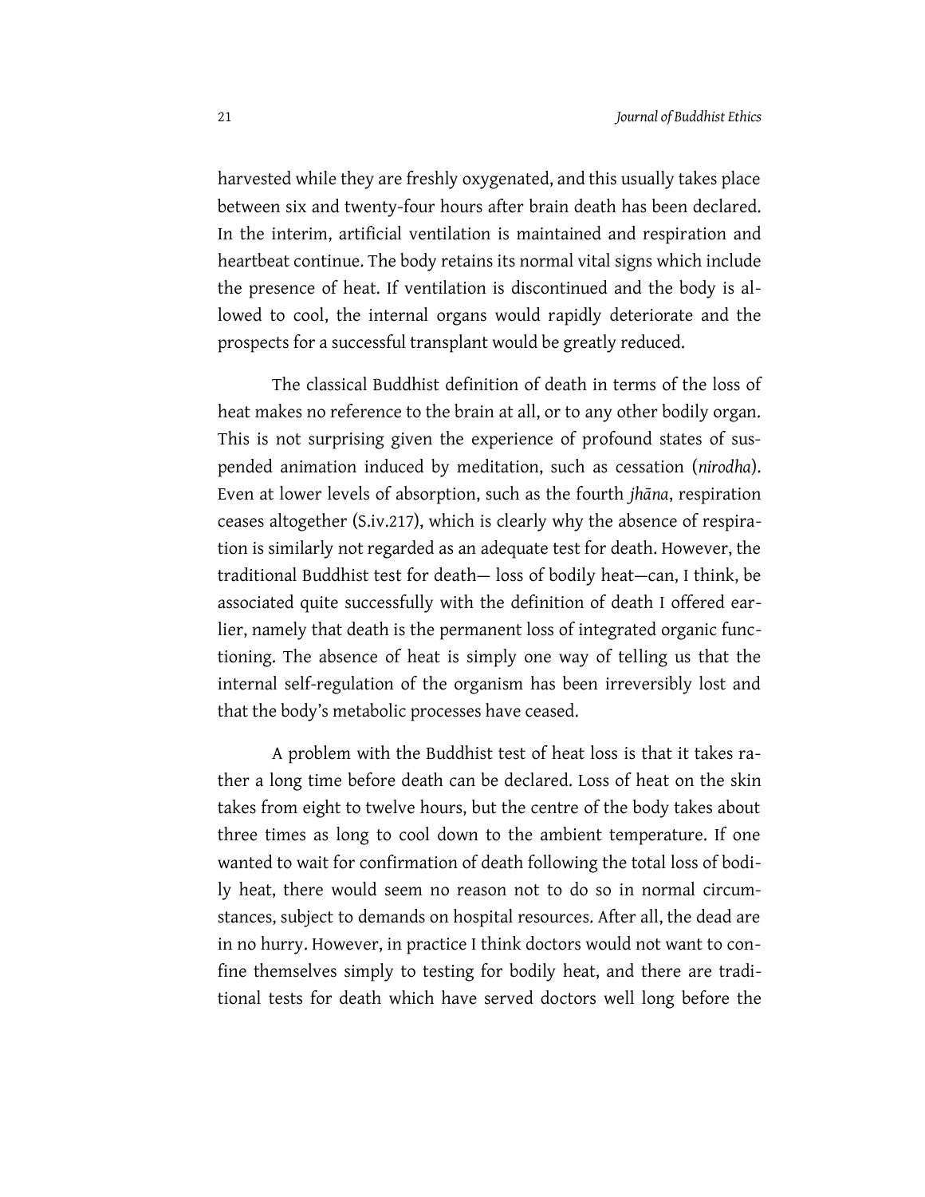harvested while they are freshly oxygenated, and this usually takes place between six and twenty-four hours after brain death has been declared. In the interim, artificial ventilation is maintained and respiration and heartbeat continue. The body retains its normal vital signs which include the presence of heat. If ventilation is discontinued and the body is allowed to cool, the internal organs would rapidly deteriorate and the prospects for a successful transplant would be greatly reduced.

The classical Buddhist definition of death in terms of the loss of heat makes no reference to the brain at all, or to any other bodily organ. This is not surprising given the experience of profound states of suspended animation induced by meditation, such as cessation (*nirodha*). Even at lower levels of absorption, such as the fourth *jhāna*, respiration ceases altogether (S.iv.217), which is clearly why the absence of respiration is similarly not regarded as an adequate test for death. However, the traditional Buddhist test for death— loss of bodily heat—can, I think, be associated quite successfully with the definition of death I offered earlier, namely that death is the permanent loss of integrated organic functioning. The absence of heat is simply one way of telling us that the internal self-regulation of the organism has been irreversibly lost and that the body's metabolic processes have ceased.

A problem with the Buddhist test of heat loss is that it takes rather a long time before death can be declared. Loss of heat on the skin takes from eight to twelve hours, but the centre of the body takes about three times as long to cool down to the ambient temperature. If one wanted to wait for confirmation of death following the total loss of bodily heat, there would seem no reason not to do so in normal circumstances, subject to demands on hospital resources. After all, the dead are in no hurry. However, in practice I think doctors would not want to confine themselves simply to testing for bodily heat, and there are traditional tests for death which have served doctors well long before the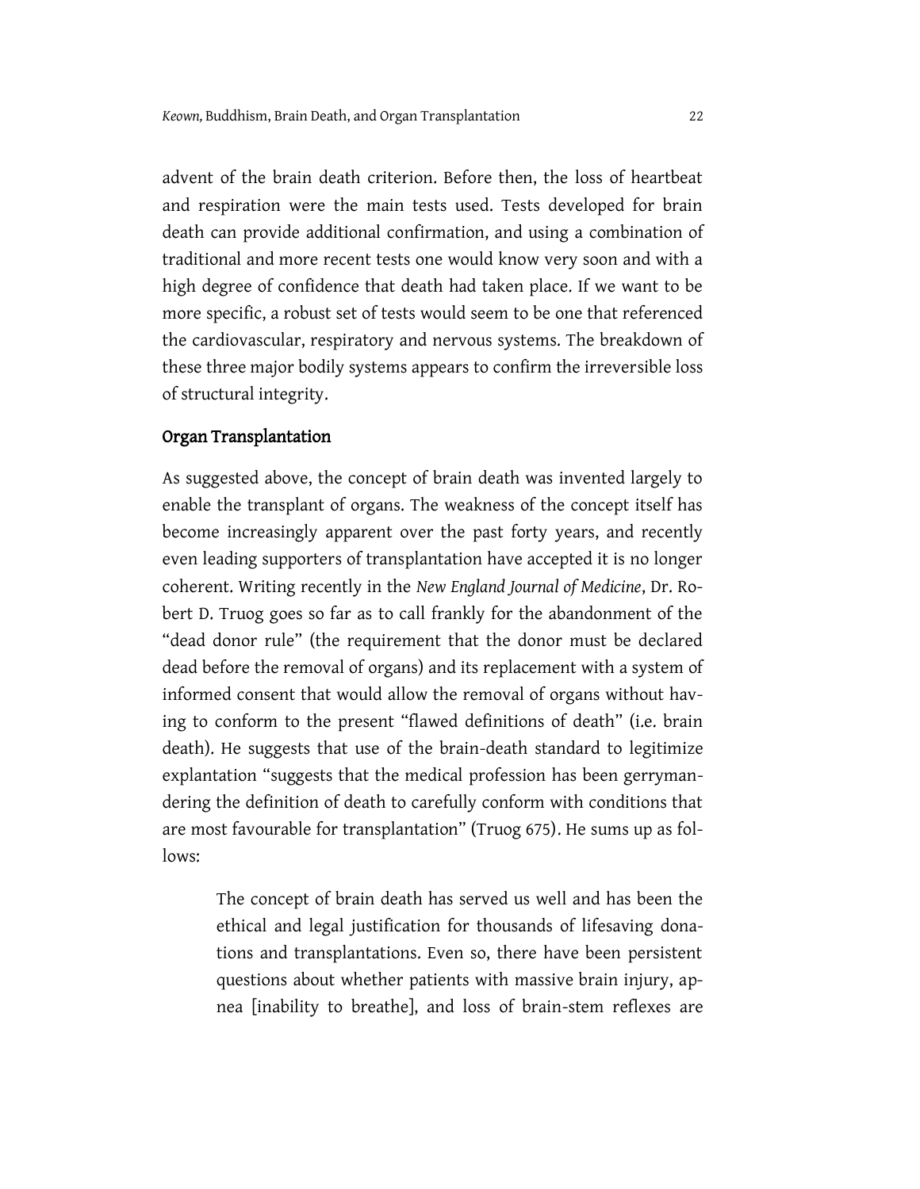advent of the brain death criterion. Before then, the loss of heartbeat and respiration were the main tests used. Tests developed for brain death can provide additional confirmation, and using a combination of traditional and more recent tests one would know very soon and with a high degree of confidence that death had taken place. If we want to be more specific, a robust set of tests would seem to be one that referenced the cardiovascular, respiratory and nervous systems. The breakdown of these three major bodily systems appears to confirm the irreversible loss of structural integrity.

## Organ Transplantation

As suggested above, the concept of brain death was invented largely to enable the transplant of organs. The weakness of the concept itself has become increasingly apparent over the past forty years, and recently even leading supporters of transplantation have accepted it is no longer coherent. Writing recently in the *New England Journal of Medicine*, Dr. Robert D. Truog goes so far as to call frankly for the abandonment of the "dead donor rule" (the requirement that the donor must be declared dead before the removal of organs) and its replacement with a system of informed consent that would allow the removal of organs without having to conform to the present "flawed definitions of death" (i.e. brain death). He suggests that use of the brain-death standard to legitimize explantation "suggests that the medical profession has been gerrymandering the definition of death to carefully conform with conditions that are most favourable for transplantation" (Truog 675). He sums up as follows:

> The concept of brain death has served us well and has been the ethical and legal justification for thousands of lifesaving donations and transplantations. Even so, there have been persistent questions about whether patients with massive brain injury, apnea [inability to breathe], and loss of brain-stem reflexes are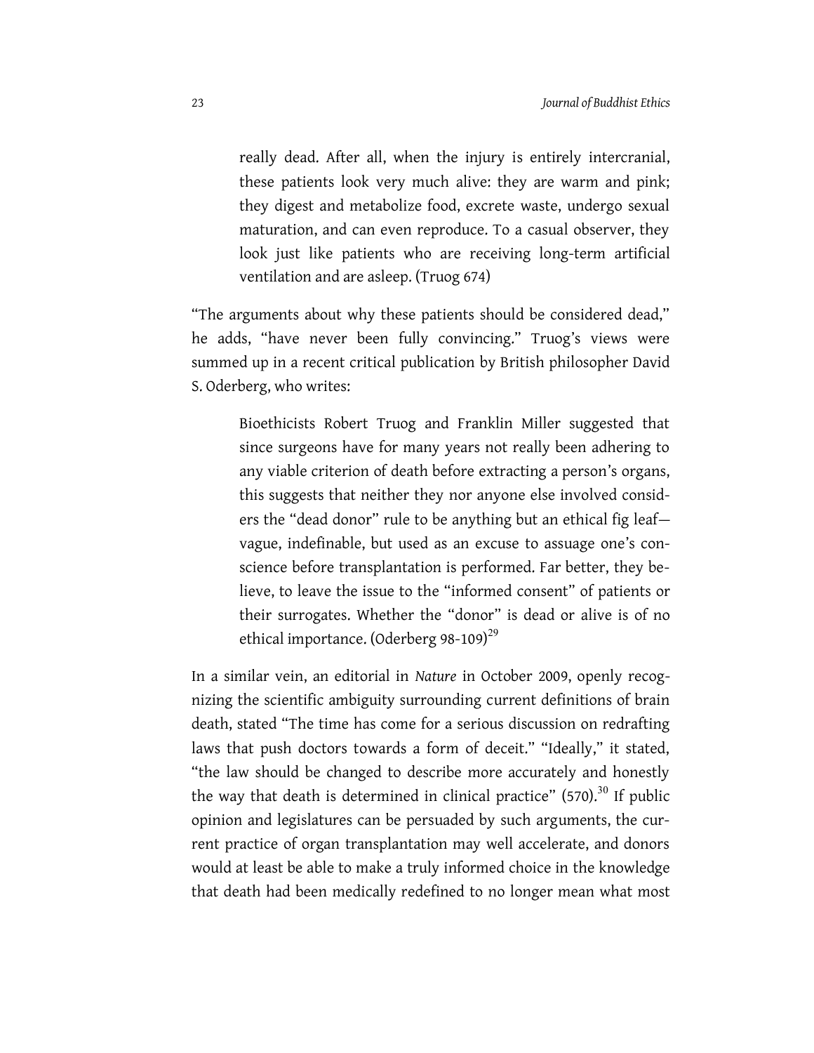> really dead. After all, when the injury is entirely intercranial, these patients look very much alive: they are warm and pink; they digest and metabolize food, excrete waste, undergo sexual maturation, and can even reproduce. To a casual observer, they look just like patients who are receiving long-term artificial ventilation and are asleep. (Truog 674)

"The arguments about why these patients should be considered dead," he adds, "have never been fully convincing." Truog's views were summed up in a recent critical publication by British philosopher David S. Oderberg, who writes:

> Bioethicists Robert Truog and Franklin Miller suggested that since surgeons have for many years not really been adhering to any viable criterion of death before extracting a person's organs, this suggests that neither they nor anyone else involved considers the "dead donor" rule to be anything but an ethical fig leaf—vague, indefinable, but used as an excuse to assuage one's conscience before transplantation is performed. Far better, they believe, to leave the issue to the "informed consent" of patients or their surrogates. Whether the "donor" is dead or alive is of no ethical importance. (Oderberg 98-109)[29]

In a similar vein, an editorial in *Nature* in October 2009, openly recognizing the scientific ambiguity surrounding current definitions of brain death, stated "The time has come for a serious discussion on redrafting laws that push doctors towards a form of deceit." "Ideally," it stated, "the law should be changed to describe more accurately and honestly the way that death is determined in clinical practice" (570).[30] If public opinion and legislatures can be persuaded by such arguments, the current practice of organ transplantation may well accelerate, and donors would at least be able to make a truly informed choice in the knowledge that death had been medically redefined to no longer mean what most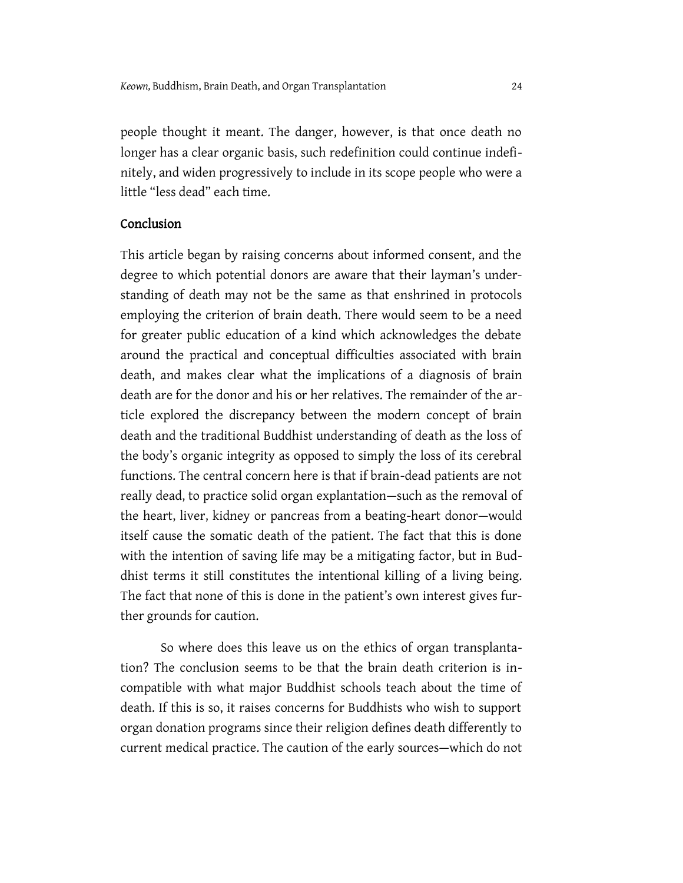people thought it meant. The danger, however, is that once death no longer has a clear organic basis, such redefinition could continue indefinitely, and widen progressively to include in its scope people who were a little "less dead" each time.

## Conclusion

This article began by raising concerns about informed consent, and the degree to which potential donors are aware that their layman's understanding of death may not be the same as that enshrined in protocols employing the criterion of brain death. There would seem to be a need for greater public education of a kind which acknowledges the debate around the practical and conceptual difficulties associated with brain death, and makes clear what the implications of a diagnosis of brain death are for the donor and his or her relatives. The remainder of the article explored the discrepancy between the modern concept of brain death and the traditional Buddhist understanding of death as the loss of the body's organic integrity as opposed to simply the loss of its cerebral functions. The central concern here is that if brain-dead patients are not really dead, to practice solid organ explantation—such as the removal of the heart, liver, kidney or pancreas from a beating-heart donor—would itself cause the somatic death of the patient. The fact that this is done with the intention of saving life may be a mitigating factor, but in Buddhist terms it still constitutes the intentional killing of a living being. The fact that none of this is done in the patient's own interest gives further grounds for caution.

So where does this leave us on the ethics of organ transplantation? The conclusion seems to be that the brain death criterion is incompatible with what major Buddhist schools teach about the time of death. If this is so, it raises concerns for Buddhists who wish to support organ donation programs since their religion defines death differently to current medical practice. The caution of the early sources—which do not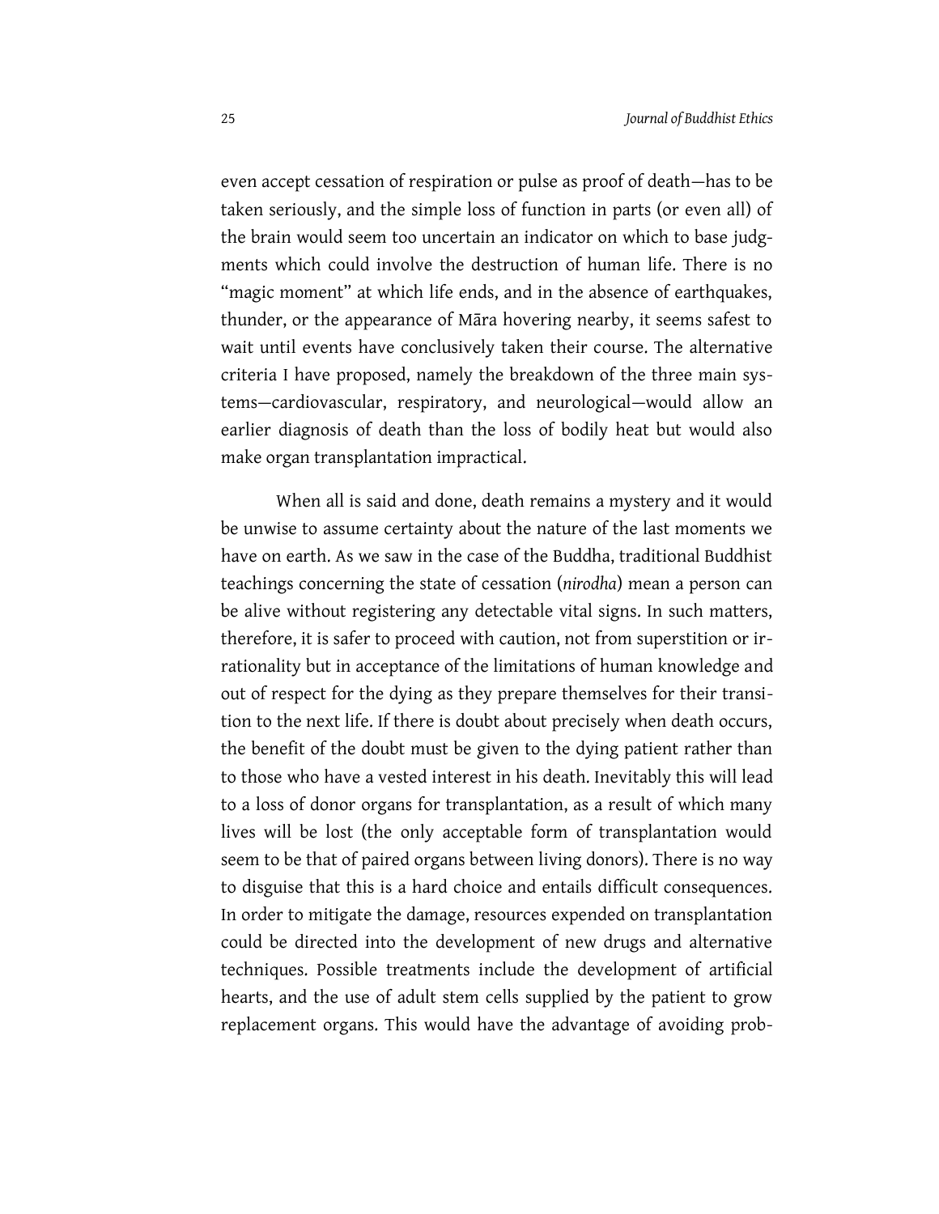even accept cessation of respiration or pulse as proof of death—has to be taken seriously, and the simple loss of function in parts (or even all) of the brain would seem too uncertain an indicator on which to base judgments which could involve the destruction of human life. There is no "magic moment" at which life ends, and in the absence of earthquakes, thunder, or the appearance of Māra hovering nearby, it seems safest to wait until events have conclusively taken their course. The alternative criteria I have proposed, namely the breakdown of the three main systems—cardiovascular, respiratory, and neurological—would allow an earlier diagnosis of death than the loss of bodily heat but would also make organ transplantation impractical.

When all is said and done, death remains a mystery and it would be unwise to assume certainty about the nature of the last moments we have on earth. As we saw in the case of the Buddha, traditional Buddhist teachings concerning the state of cessation (*nirodha*) mean a person can be alive without registering any detectable vital signs. In such matters, therefore, it is safer to proceed with caution, not from superstition or irrationality but in acceptance of the limitations of human knowledge and out of respect for the dying as they prepare themselves for their transition to the next life. If there is doubt about precisely when death occurs, the benefit of the doubt must be given to the dying patient rather than to those who have a vested interest in his death. Inevitably this will lead to a loss of donor organs for transplantation, as a result of which many lives will be lost (the only acceptable form of transplantation would seem to be that of paired organs between living donors). There is no way to disguise that this is a hard choice and entails difficult consequences. In order to mitigate the damage, resources expended on transplantation could be directed into the development of new drugs and alternative techniques. Possible treatments include the development of artificial hearts, and the use of adult stem cells supplied by the patient to grow replacement organs. This would have the advantage of avoiding prob-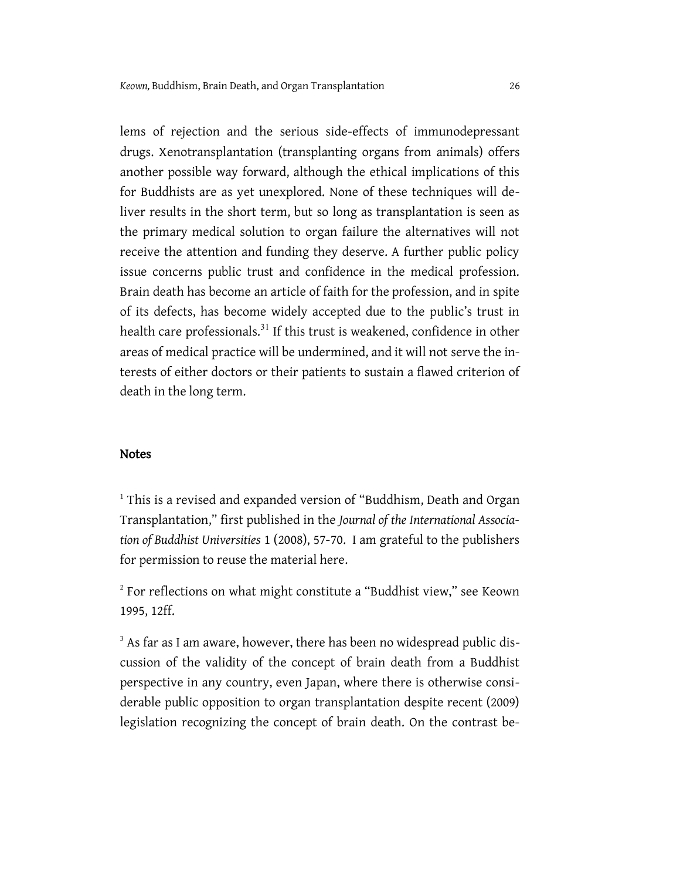lems of rejection and the serious side-effects of immunodepressant drugs. Xenotransplantation (transplanting organs from animals) offers another possible way forward, although the ethical implications of this for Buddhists are as yet unexplored. None of these techniques will deliver results in the short term, but so long as transplantation is seen as the primary medical solution to organ failure the alternatives will not receive the attention and funding they deserve. A further public policy issue concerns public trust and confidence in the medical profession. Brain death has become an article of faith for the profession, and in spite of its defects, has become widely accepted due to the public's trust in health care professionals.[31] If this trust is weakened, confidence in other areas of medical practice will be undermined, and it will not serve the interests of either doctors or their patients to sustain a flawed criterion of death in the long term.

## Notes

[1] This is a revised and expanded version of "Buddhism, Death and Organ Transplantation," first published in the *Journal of the International Association of Buddhist Universities* 1 (2008), 57-70. I am grateful to the publishers for permission to reuse the material here.

[2] For reflections on what might constitute a "Buddhist view," see Keown 1995, 12ff.

[3] As far as I am aware, however, there has been no widespread public discussion of the validity of the concept of brain death from a Buddhist perspective in any country, even Japan, where there is otherwise considerable public opposition to organ transplantation despite recent (2009) legislation recognizing the concept of brain death. On the contrast be-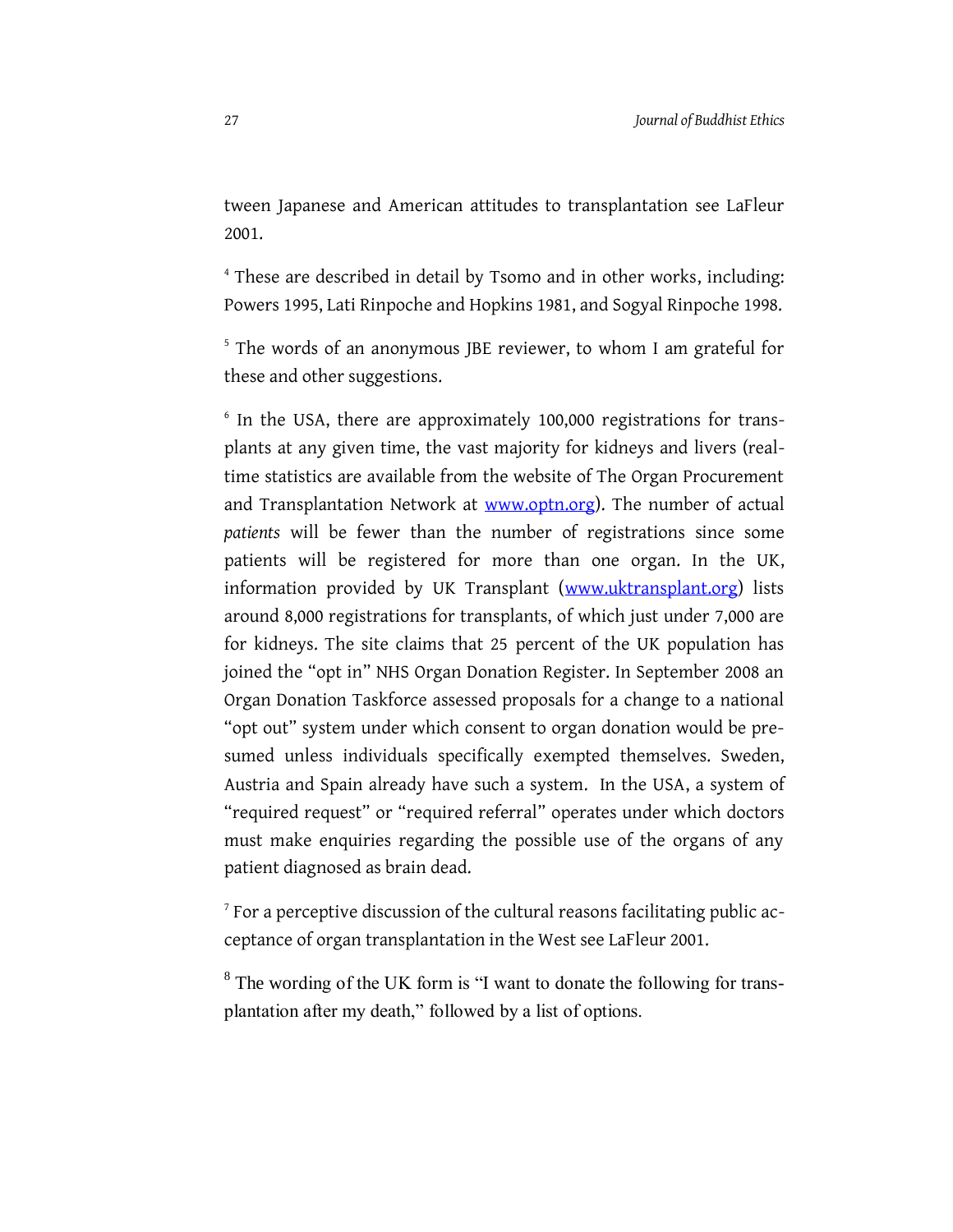tween Japanese and American attitudes to transplantation see LaFleur 2001.

[4] These are described in detail by Tsomo and in other works, including: Powers 1995, Lati Rinpoche and Hopkins 1981, and Sogyal Rinpoche 1998.

[5] The words of an anonymous JBE reviewer, to whom I am grateful for these and other suggestions.

[6] In the USA, there are approximately 100,000 registrations for transplants at any given time, the vast majority for kidneys and livers (real-time statistics are available from the website of The Organ Procurement and Transplantation Network at www.optn.org). The number of actual *patients* will be fewer than the number of registrations since some patients will be registered for more than one organ. In the UK, information provided by UK Transplant (www.uktransplant.org) lists around 8,000 registrations for transplants, of which just under 7,000 are for kidneys. The site claims that 25 percent of the UK population has joined the "opt in" NHS Organ Donation Register. In September 2008 an Organ Donation Taskforce assessed proposals for a change to a national "opt out" system under which consent to organ donation would be presumed unless individuals specifically exempted themselves. Sweden, Austria and Spain already have such a system. In the USA, a system of "required request" or "required referral" operates under which doctors must make enquiries regarding the possible use of the organs of any patient diagnosed as brain dead.

[7] For a perceptive discussion of the cultural reasons facilitating public acceptance of organ transplantation in the West see LaFleur 2001.

[8] The wording of the UK form is "I want to donate the following for transplantation after my death," followed by a list of options.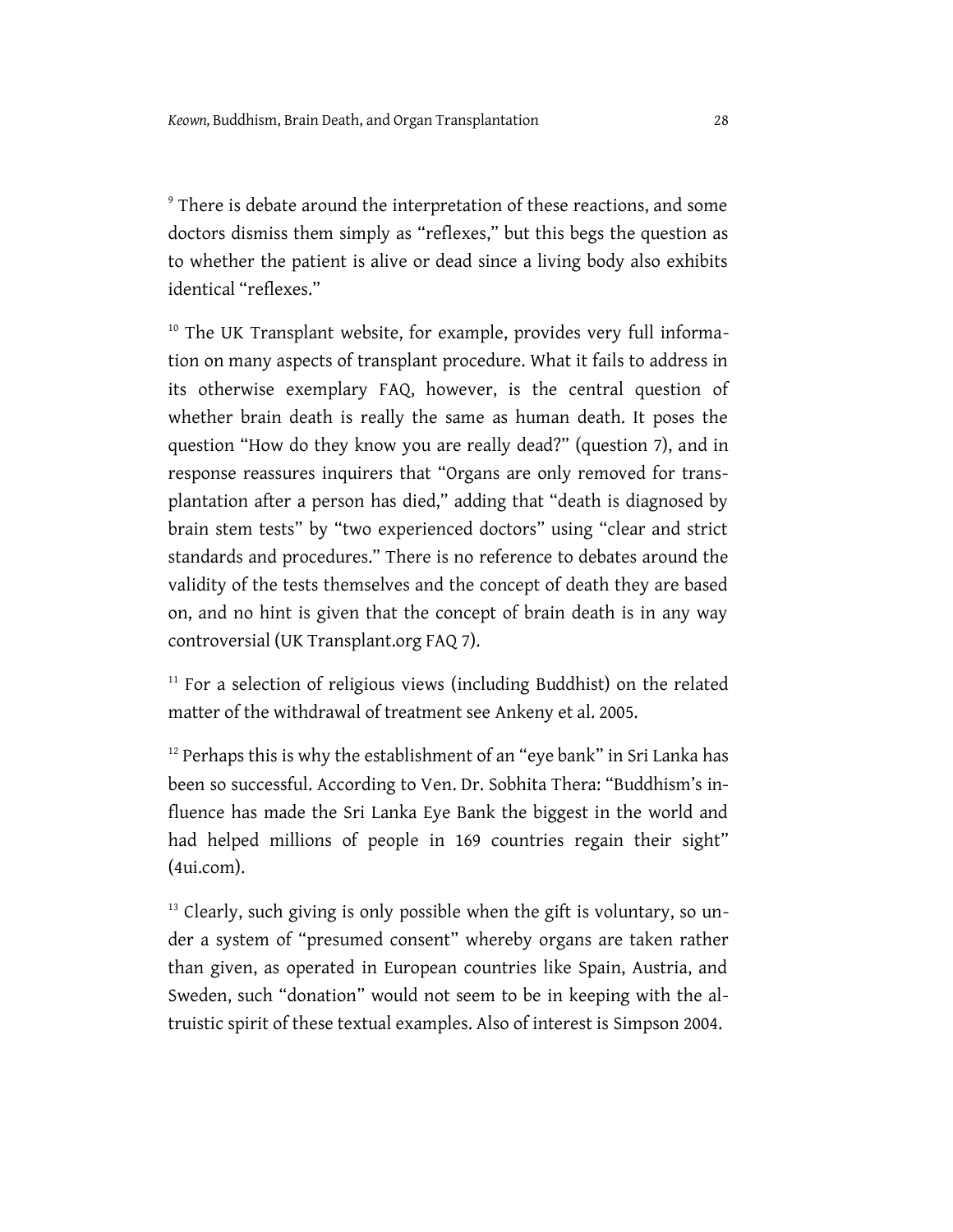[9] There is debate around the interpretation of these reactions, and some doctors dismiss them simply as "reflexes," but this begs the question as to whether the patient is alive or dead since a living body also exhibits identical "reflexes."

[10] The UK Transplant website, for example, provides very full information on many aspects of transplant procedure. What it fails to address in its otherwise exemplary FAQ, however, is the central question of whether brain death is really the same as human death. It poses the question "How do they know you are really dead?" (question 7), and in response reassures inquirers that "Organs are only removed for transplantation after a person has died," adding that "death is diagnosed by brain stem tests" by "two experienced doctors" using "clear and strict standards and procedures." There is no reference to debates around the validity of the tests themselves and the concept of death they are based on, and no hint is given that the concept of brain death is in any way controversial (UK Transplant.org FAQ 7).

[11] For a selection of religious views (including Buddhist) on the related matter of the withdrawal of treatment see Ankeny et al. 2005.

[12] Perhaps this is why the establishment of an "eye bank" in Sri Lanka has been so successful. According to Ven. Dr. Sobhita Thera: "Buddhism's influence has made the Sri Lanka Eye Bank the biggest in the world and had helped millions of people in 169 countries regain their sight" (4ui.com).

[13] Clearly, such giving is only possible when the gift is voluntary, so under a system of "presumed consent" whereby organs are taken rather than given, as operated in European countries like Spain, Austria, and Sweden, such "donation" would not seem to be in keeping with the altruistic spirit of these textual examples. Also of interest is Simpson 2004.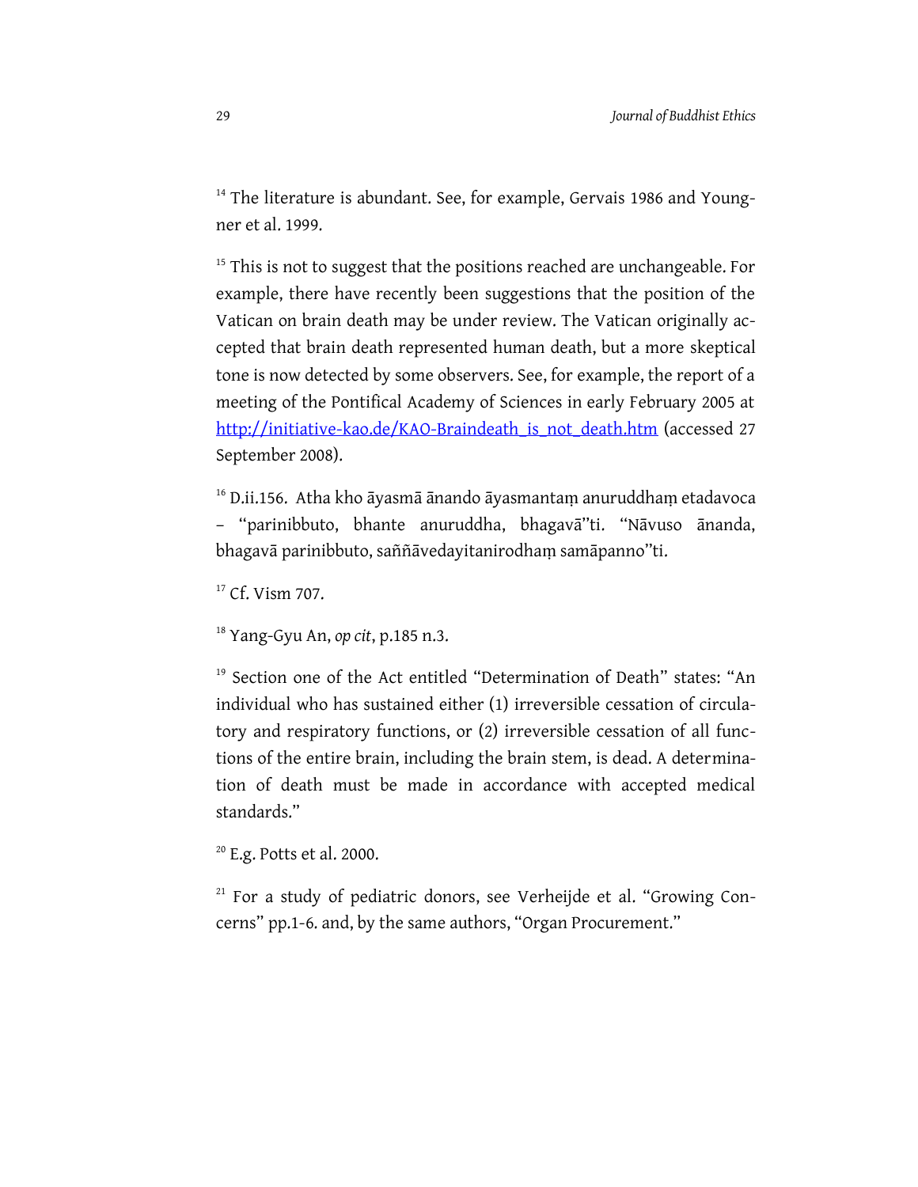[14] The literature is abundant. See, for example, Gervais 1986 and Youngner et al. 1999.

[15] This is not to suggest that the positions reached are unchangeable. For example, there have recently been suggestions that the position of the Vatican on brain death may be under review. The Vatican originally accepted that brain death represented human death, but a more skeptical tone is now detected by some observers. See, for example, the report of a meeting of the Pontifical Academy of Sciences in early February 2005 at [http://initiative-kao.de/KAO-Braindeath_is_not_death.htm](http://initiative-kao.de/KAO-Braindeath_is_not_death.htm) (accessed 27 September 2008).

[16] D.ii.156. Atha kho āyasmā ānando āyasmantaṃ anuruddhaṃ etadavoca – "parinibbuto, bhante anuruddha, bhagavā"ti. "Nāvuso ānanda, bhagavā parinibbuto, saññāvedayitanirodhaṃ samāpanno"ti.

[17] Cf. Vism 707.

[18] Yang-Gyu An, *op cit*, p.185 n.3.

[19] Section one of the Act entitled "Determination of Death" states: "An individual who has sustained either (1) irreversible cessation of circulatory and respiratory functions, or (2) irreversible cessation of all functions of the entire brain, including the brain stem, is dead. A determination of death must be made in accordance with accepted medical standards."

[20] E.g. Potts et al. 2000.

[21] For a study of pediatric donors, see Verheijde et al. "Growing Concerns" pp.1-6. and, by the same authors, "Organ Procurement."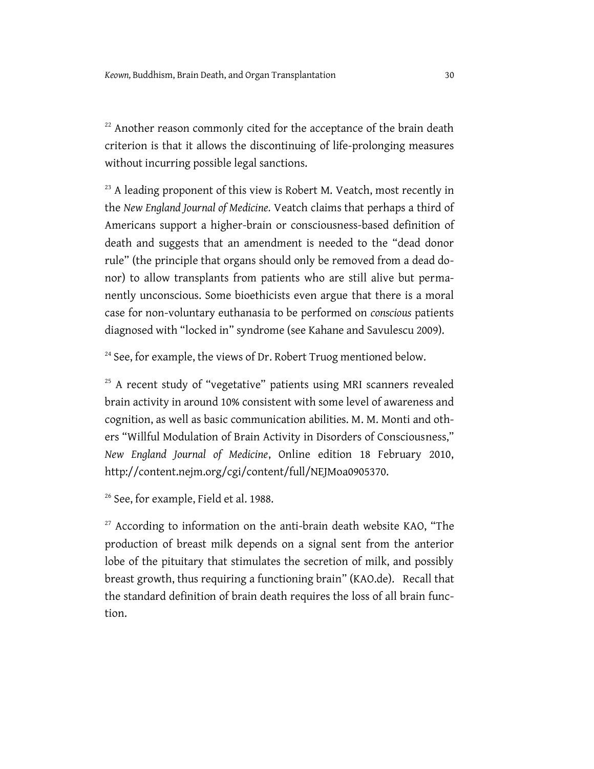[22] Another reason commonly cited for the acceptance of the brain death criterion is that it allows the discontinuing of life-prolonging measures without incurring possible legal sanctions.

[23] A leading proponent of this view is Robert M. Veatch, most recently in the *New England Journal of Medicine.* Veatch claims that perhaps a third of Americans support a higher-brain or consciousness-based definition of death and suggests that an amendment is needed to the "dead donor rule" (the principle that organs should only be removed from a dead donor) to allow transplants from patients who are still alive but permanently unconscious. Some bioethicists even argue that there is a moral case for non-voluntary euthanasia to be performed on *conscious* patients diagnosed with "locked in" syndrome (see Kahane and Savulescu 2009).

[24] See, for example, the views of Dr. Robert Truog mentioned below.

[25] A recent study of "vegetative" patients using MRI scanners revealed brain activity in around 10% consistent with some level of awareness and cognition, as well as basic communication abilities. M. M. Monti and others "Willful Modulation of Brain Activity in Disorders of Consciousness," *New England Journal of Medicine*, Online edition 18 February 2010, http://content.nejm.org/cgi/content/full/NEJMoa0905370.

[26] See, for example, Field et al. 1988.

[27] According to information on the anti-brain death website KAO, "The production of breast milk depends on a signal sent from the anterior lobe of the pituitary that stimulates the secretion of milk, and possibly breast growth, thus requiring a functioning brain" (KAO.de). Recall that the standard definition of brain death requires the loss of all brain function.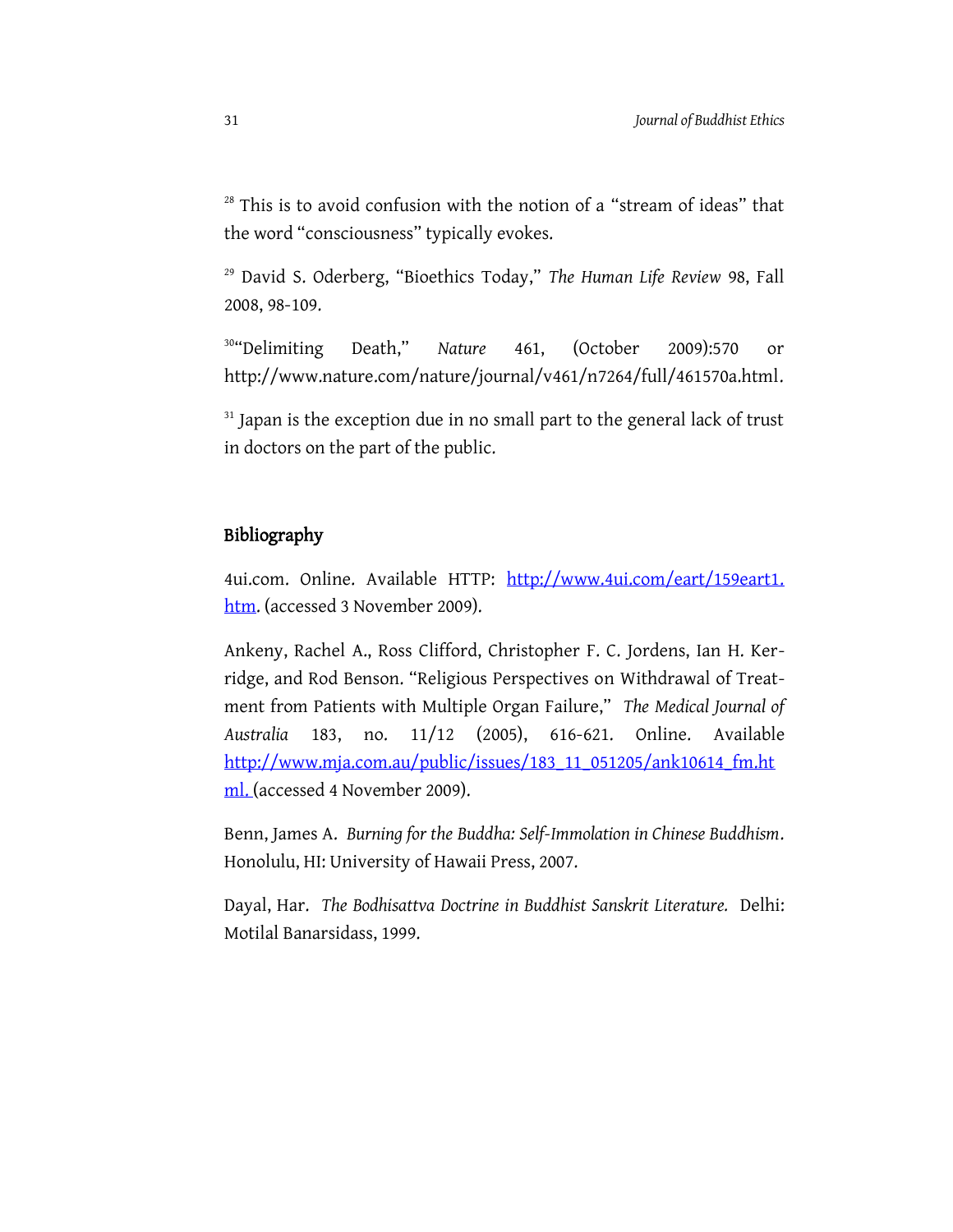[28] This is to avoid confusion with the notion of a "stream of ideas" that the word "consciousness" typically evokes.

[29] David S. Oderberg, "Bioethics Today," *The Human Life Review* 98, Fall 2008, 98-109.

[30]"Delimiting Death," *Nature* 461, (October 2009):570 or http://www.nature.com/nature/journal/v461/n7264/full/461570a.html.

[31] Japan is the exception due in no small part to the general lack of trust in doctors on the part of the public.

## Bibliography

4ui.com. Online. Available HTTP: http://www.4ui.com/eart/159eart1.htm. (accessed 3 November 2009).

Ankeny, Rachel A., Ross Clifford, Christopher F. C. Jordens, Ian H. Kerridge, and Rod Benson. "Religious Perspectives on Withdrawal of Treatment from Patients with Multiple Organ Failure," *The Medical Journal of Australia* 183, no. 11/12 (2005), 616-621. Online. Available http://www.mja.com.au/public/issues/183_11_051205/ank10614_fm.html. (accessed 4 November 2009).

Benn, James A. *Burning for the Buddha: Self-Immolation in Chinese Buddhism*. Honolulu, HI: University of Hawaii Press, 2007.

Dayal, Har. *The Bodhisattva Doctrine in Buddhist Sanskrit Literature.* Delhi: Motilal Banarsidass, 1999.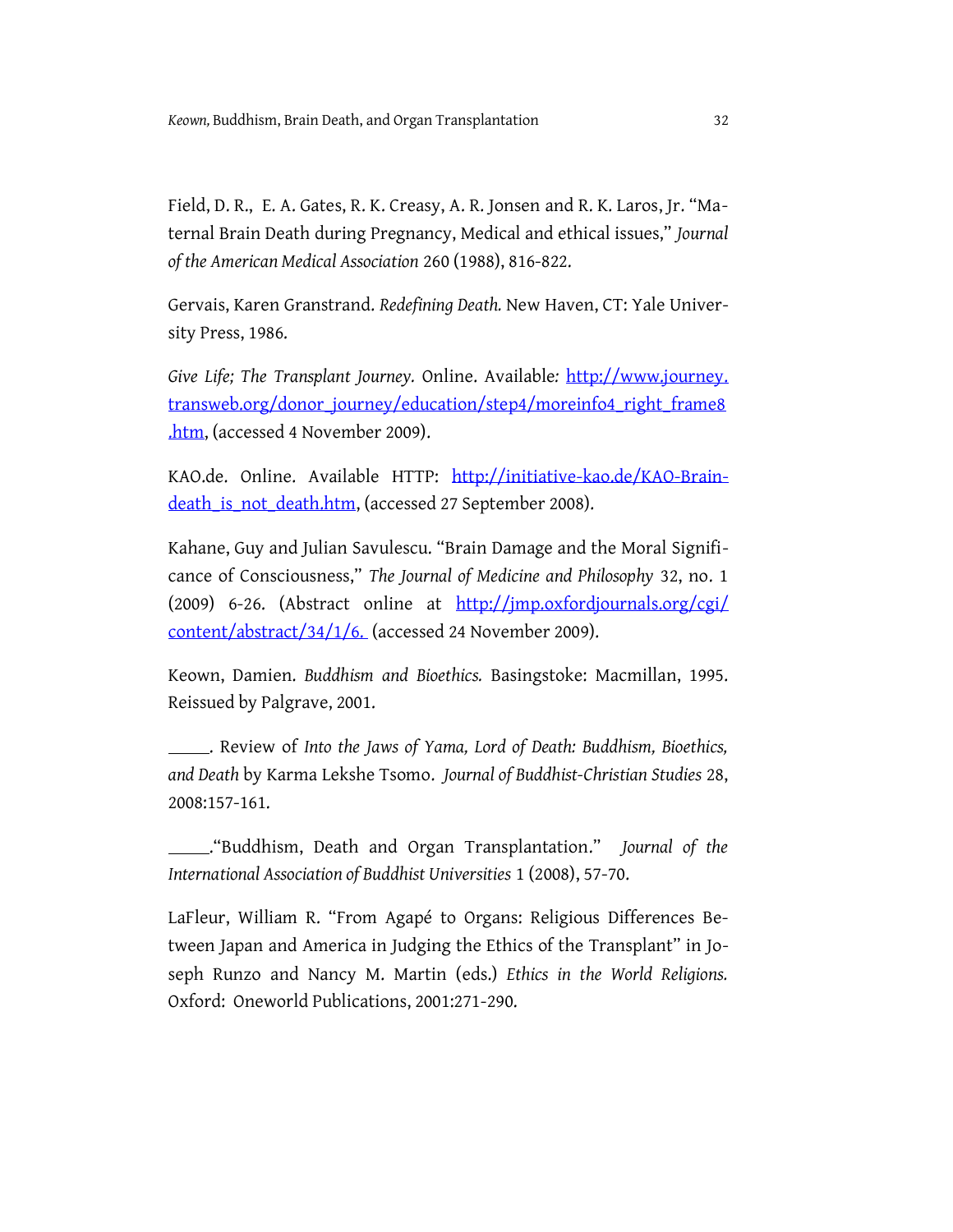Field, D. R., E. A. Gates, R. K. Creasy, A. R. Jonsen and R. K. Laros, Jr. "Maternal Brain Death during Pregnancy, Medical and ethical issues," *Journal of the American Medical Association* 260 (1988), 816-822.

Gervais, Karen Granstrand. *Redefining Death.* New Haven, CT: Yale University Press, 1986.

*Give Life; The Transplant Journey.* Online. Available: [http://www.journey.transweb.org/donor_journey/education/step4/moreinfo4_right_frame8.htm](http://www.journey.transweb.org/donor_journey/education/step4/moreinfo4_right_frame8.htm), (accessed 4 November 2009).

KAO.de. Online. Available HTTP: [http://initiative-kao.de/KAO-Brain-death_is_not_death.htm](http://initiative-kao.de/KAO-Brain-death_is_not_death.htm), (accessed 27 September 2008).

Kahane, Guy and Julian Savulescu. "Brain Damage and the Moral Significance of Consciousness," *The Journal of Medicine and Philosophy* 32, no. 1 (2009) 6-26. (Abstract online at [http://jmp.oxfordjournals.org/cgi/content/abstract/34/1/6.](http://jmp.oxfordjournals.org/cgi/content/abstract/34/1/6.) (accessed 24 November 2009).

Keown, Damien. *Buddhism and Bioethics.* Basingstoke: Macmillan, 1995. Reissued by Palgrave, 2001.

\_\_\_\_\_. Review of *Into the Jaws of Yama, Lord of Death: Buddhism, Bioethics, and Death* by Karma Lekshe Tsomo. *Journal of Buddhist-Christian Studies* 28, 2008:157-161.

\_\_\_\_\_."Buddhism, Death and Organ Transplantation." *Journal of the International Association of Buddhist Universities* 1 (2008), 57-70.

LaFleur, William R. "From Agapé to Organs: Religious Differences Between Japan and America in Judging the Ethics of the Transplant" in Joseph Runzo and Nancy M. Martin (eds.) *Ethics in the World Religions.* Oxford: Oneworld Publications, 2001:271-290.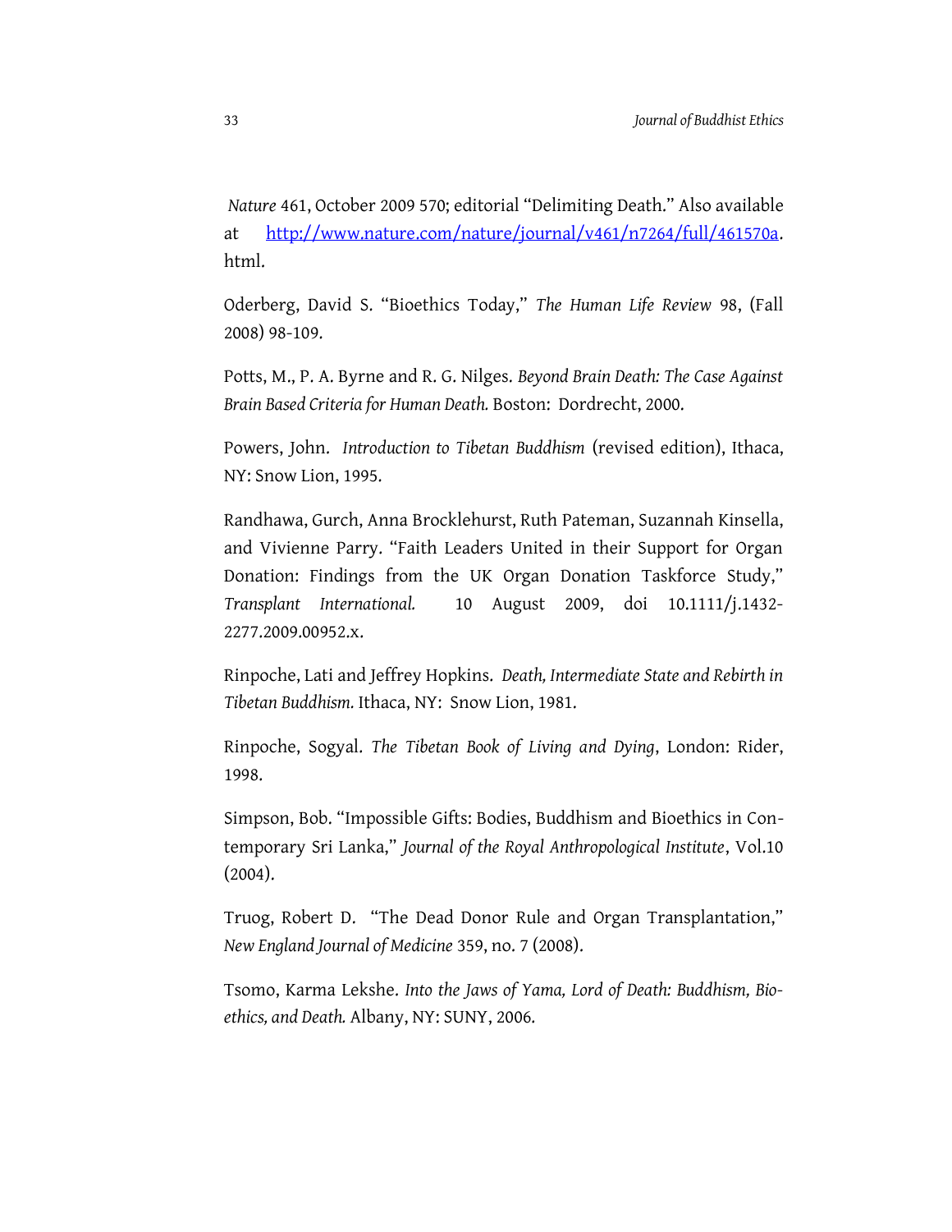*Nature* 461, October 2009 570; editorial "Delimiting Death." Also available at http://www.nature.com/nature/journal/v461/n7264/full/461570a.html.

Oderberg, David S. "Bioethics Today," *The Human Life Review* 98, (Fall 2008) 98-109.

Potts, M., P. A. Byrne and R. G. Nilges. *Beyond Brain Death: The Case Against Brain Based Criteria for Human Death.* Boston: Dordrecht, 2000.

Powers, John. *Introduction to Tibetan Buddhism* (revised edition), Ithaca, NY: Snow Lion, 1995.

Randhawa, Gurch, Anna Brocklehurst, Ruth Pateman, Suzannah Kinsella, and Vivienne Parry. "Faith Leaders United in their Support for Organ Donation: Findings from the UK Organ Donation Taskforce Study," *Transplant International.* 10 August 2009, doi 10.1111/j.1432-2277.2009.00952.x.

Rinpoche, Lati and Jeffrey Hopkins. *Death, Intermediate State and Rebirth in Tibetan Buddhism.* Ithaca, NY: Snow Lion, 1981.

Rinpoche, Sogyal. *The Tibetan Book of Living and Dying*, London: Rider, 1998.

Simpson, Bob. "Impossible Gifts: Bodies, Buddhism and Bioethics in Contemporary Sri Lanka," *Journal of the Royal Anthropological Institute*, Vol.10 (2004).

Truog, Robert D. "The Dead Donor Rule and Organ Transplantation," *New England Journal of Medicine* 359, no. 7 (2008).

Tsomo, Karma Lekshe. *Into the Jaws of Yama, Lord of Death: Buddhism, Bioethics, and Death.* Albany, NY: SUNY, 2006.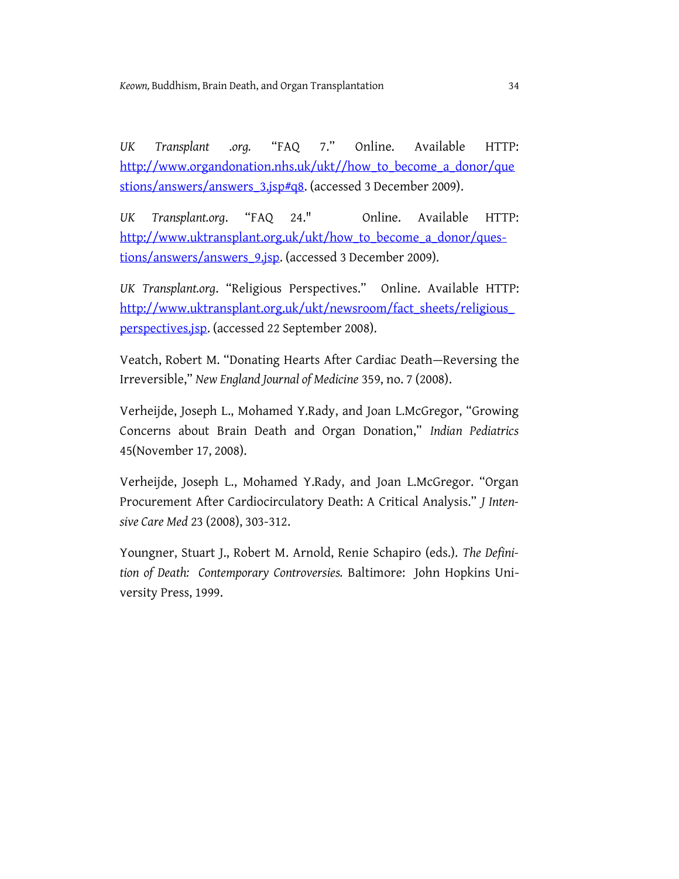*UK Transplant .org.* “FAQ 7.” Online. Available HTTP: http://www.organdonation.nhs.uk/ukt//how_to_become_a_donor/questions/answers/answers_3.jsp#q8. (accessed 3 December 2009).

*UK Transplant.org*. “FAQ 24." Online. Available HTTP: http://www.uktransplant.org.uk/ukt/how_to_become_a_donor/questions/answers/answers_9.jsp. (accessed 3 December 2009).

*UK Transplant.org*. “Religious Perspectives.” Online. Available HTTP: http://www.uktransplant.org.uk/ukt/newsroom/fact_sheets/religious_perspectives.jsp. (accessed 22 September 2008).

Veatch, Robert M. “Donating Hearts After Cardiac Death—Reversing the Irreversible,” *New England Journal of Medicine* 359, no. 7 (2008).

Verheijde, Joseph L., Mohamed Y.Rady, and Joan L.McGregor, “Growing Concerns about Brain Death and Organ Donation,” *Indian Pediatrics* 45(November 17, 2008).

Verheijde, Joseph L., Mohamed Y.Rady, and Joan L.McGregor. “Organ Procurement After Cardiocirculatory Death: A Critical Analysis.” *J Intensive Care Med* 23 (2008), 303-312.

Youngner, Stuart J., Robert M. Arnold, Renie Schapiro (eds.). *The Definition of Death: Contemporary Controversies.* Baltimore: John Hopkins University Press, 1999.